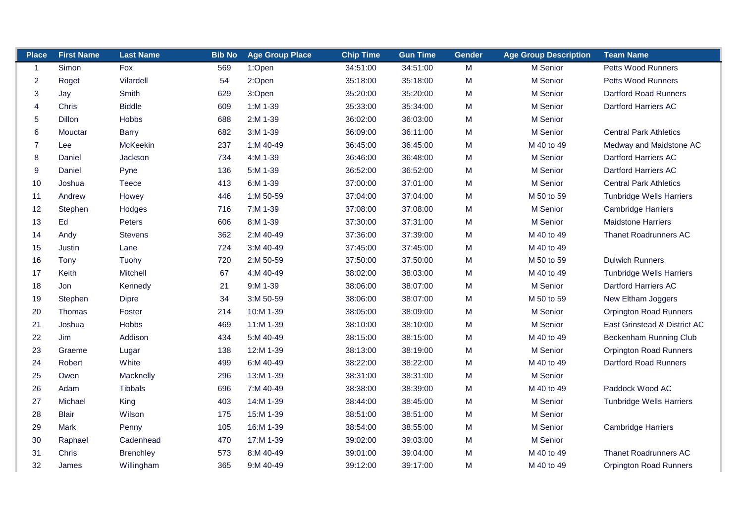| Place | First Name | Last Name | Bib No | Age Group Place | Chip Time | Gun Time | Gender | Age Group Description | Team Name |
|---|---|---|---|---|---|---|---|---|---|
| 1 | Simon | Fox | 569 | 1:Open | 34:51:00 | 34:51:00 | M | M Senior | Petts Wood Runners |
| 2 | Roget | Vilardell | 54 | 2:Open | 35:18:00 | 35:18:00 | M | M Senior | Petts Wood Runners |
| 3 | Jay | Smith | 629 | 3:Open | 35:20:00 | 35:20:00 | M | M Senior | Dartford Road Runners |
| 4 | Chris | Biddle | 609 | 1:M 1-39 | 35:33:00 | 35:34:00 | M | M Senior | Dartford Harriers AC |
| 5 | Dillon | Hobbs | 688 | 2:M 1-39 | 36:02:00 | 36:03:00 | M | M Senior | |
| 6 | Mouctar | Barry | 682 | 3:M 1-39 | 36:09:00 | 36:11:00 | M | M Senior | Central Park Athletics |
| 7 | Lee | McKeekin | 237 | 1:M 40-49 | 36:45:00 | 36:45:00 | M | M 40 to 49 | Medway and Maidstone AC |
| 8 | Daniel | Jackson | 734 | 4:M 1-39 | 36:46:00 | 36:48:00 | M | M Senior | Dartford Harriers AC |
| 9 | Daniel | Pyne | 136 | 5:M 1-39 | 36:52:00 | 36:52:00 | M | M Senior | Dartford Harriers AC |
| 10 | Joshua | Teece | 413 | 6:M 1-39 | 37:00:00 | 37:01:00 | M | M Senior | Central Park Athletics |
| 11 | Andrew | Howey | 446 | 1:M 50-59 | 37:04:00 | 37:04:00 | M | M 50 to 59 | Tunbridge Wells Harriers |
| 12 | Stephen | Hodges | 716 | 7:M 1-39 | 37:08:00 | 37:08:00 | M | M Senior | Cambridge Harriers |
| 13 | Ed | Peters | 606 | 8:M 1-39 | 37:30:00 | 37:31:00 | M | M Senior | Maidstone Harriers |
| 14 | Andy | Stevens | 362 | 2:M 40-49 | 37:36:00 | 37:39:00 | M | M 40 to 49 | Thanet Roadrunners AC |
| 15 | Justin | Lane | 724 | 3:M 40-49 | 37:45:00 | 37:45:00 | M | M 40 to 49 | |
| 16 | Tony | Tuohy | 720 | 2:M 50-59 | 37:50:00 | 37:50:00 | M | M 50 to 59 | Dulwich Runners |
| 17 | Keith | Mitchell | 67 | 4:M 40-49 | 38:02:00 | 38:03:00 | M | M 40 to 49 | Tunbridge Wells Harriers |
| 18 | Jon | Kennedy | 21 | 9:M 1-39 | 38:06:00 | 38:07:00 | M | M Senior | Dartford Harriers AC |
| 19 | Stephen | Dipre | 34 | 3:M 50-59 | 38:06:00 | 38:07:00 | M | M 50 to 59 | New Eltham Joggers |
| 20 | Thomas | Foster | 214 | 10:M 1-39 | 38:05:00 | 38:09:00 | M | M Senior | Orpington Road Runners |
| 21 | Joshua | Hobbs | 469 | 11:M 1-39 | 38:10:00 | 38:10:00 | M | M Senior | East Grinstead & District AC |
| 22 | Jim | Addison | 434 | 5:M 40-49 | 38:15:00 | 38:15:00 | M | M 40 to 49 | Beckenham Running Club |
| 23 | Graeme | Lugar | 138 | 12:M 1-39 | 38:13:00 | 38:19:00 | M | M Senior | Orpington Road Runners |
| 24 | Robert | White | 499 | 6:M 40-49 | 38:22:00 | 38:22:00 | M | M 40 to 49 | Dartford Road Runners |
| 25 | Owen | Macknelly | 296 | 13:M 1-39 | 38:31:00 | 38:31:00 | M | M Senior | |
| 26 | Adam | Tibbals | 696 | 7:M 40-49 | 38:38:00 | 38:39:00 | M | M 40 to 49 | Paddock Wood AC |
| 27 | Michael | King | 403 | 14:M 1-39 | 38:44:00 | 38:45:00 | M | M Senior | Tunbridge Wells Harriers |
| 28 | Blair | Wilson | 175 | 15:M 1-39 | 38:51:00 | 38:51:00 | M | M Senior | |
| 29 | Mark | Penny | 105 | 16:M 1-39 | 38:54:00 | 38:55:00 | M | M Senior | Cambridge Harriers |
| 30 | Raphael | Cadenhead | 470 | 17:M 1-39 | 39:02:00 | 39:03:00 | M | M Senior | |
| 31 | Chris | Brenchley | 573 | 8:M 40-49 | 39:01:00 | 39:04:00 | M | M 40 to 49 | Thanet Roadrunners AC |
| 32 | James | Willingham | 365 | 9:M 40-49 | 39:12:00 | 39:17:00 | M | M 40 to 49 | Orpington Road Runners |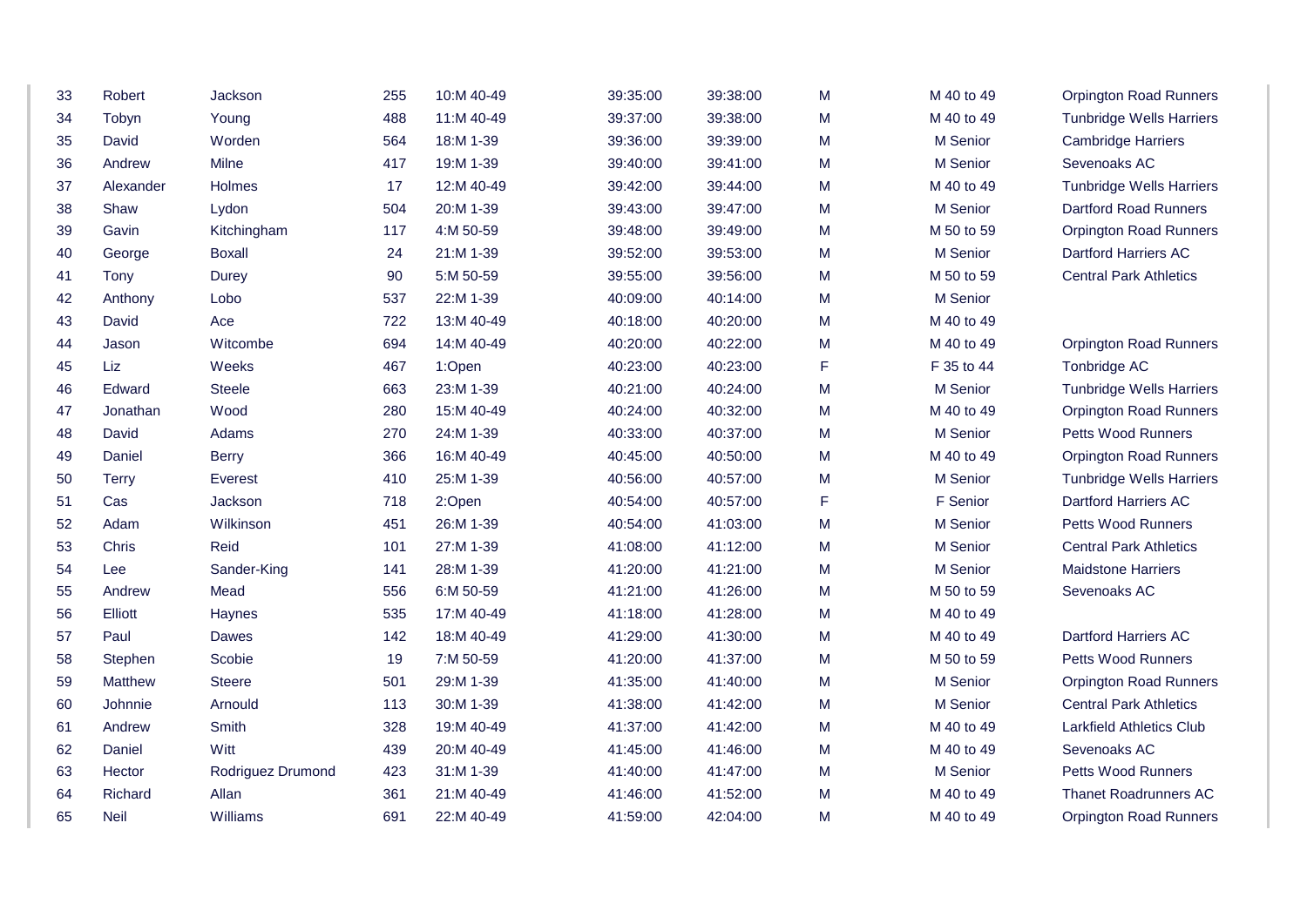| | | | | | | | | | |
|---|---|---|---|---|---|---|---|---|---|
| 33 | Robert | Jackson | 255 | 10:M 40-49 | 39:35:00 | 39:38:00 | M | M 40 to 49 | Orpington Road Runners |
| 34 | Tobyn | Young | 488 | 11:M 40-49 | 39:37:00 | 39:38:00 | M | M 40 to 49 | Tunbridge Wells Harriers |
| 35 | David | Worden | 564 | 18:M 1-39 | 39:36:00 | 39:39:00 | M | M Senior | Cambridge Harriers |
| 36 | Andrew | Milne | 417 | 19:M 1-39 | 39:40:00 | 39:41:00 | M | M Senior | Sevenoaks AC |
| 37 | Alexander | Holmes | 17 | 12:M 40-49 | 39:42:00 | 39:44:00 | M | M 40 to 49 | Tunbridge Wells Harriers |
| 38 | Shaw | Lydon | 504 | 20:M 1-39 | 39:43:00 | 39:47:00 | M | M Senior | Dartford Road Runners |
| 39 | Gavin | Kitchingham | 117 | 4:M 50-59 | 39:48:00 | 39:49:00 | M | M 50 to 59 | Orpington Road Runners |
| 40 | George | Boxall | 24 | 21:M 1-39 | 39:52:00 | 39:53:00 | M | M Senior | Dartford Harriers AC |
| 41 | Tony | Durey | 90 | 5:M 50-59 | 39:55:00 | 39:56:00 | M | M 50 to 59 | Central Park Athletics |
| 42 | Anthony | Lobo | 537 | 22:M 1-39 | 40:09:00 | 40:14:00 | M | M Senior | |
| 43 | David | Ace | 722 | 13:M 40-49 | 40:18:00 | 40:20:00 | M | M 40 to 49 | |
| 44 | Jason | Witcombe | 694 | 14:M 40-49 | 40:20:00 | 40:22:00 | M | M 40 to 49 | Orpington Road Runners |
| 45 | Liz | Weeks | 467 | 1:Open | 40:23:00 | 40:23:00 | F | F 35 to 44 | Tonbridge AC |
| 46 | Edward | Steele | 663 | 23:M 1-39 | 40:21:00 | 40:24:00 | M | M Senior | Tunbridge Wells Harriers |
| 47 | Jonathan | Wood | 280 | 15:M 40-49 | 40:24:00 | 40:32:00 | M | M 40 to 49 | Orpington Road Runners |
| 48 | David | Adams | 270 | 24:M 1-39 | 40:33:00 | 40:37:00 | M | M Senior | Petts Wood Runners |
| 49 | Daniel | Berry | 366 | 16:M 40-49 | 40:45:00 | 40:50:00 | M | M 40 to 49 | Orpington Road Runners |
| 50 | Terry | Everest | 410 | 25:M 1-39 | 40:56:00 | 40:57:00 | M | M Senior | Tunbridge Wells Harriers |
| 51 | Cas | Jackson | 718 | 2:Open | 40:54:00 | 40:57:00 | F | F Senior | Dartford Harriers AC |
| 52 | Adam | Wilkinson | 451 | 26:M 1-39 | 40:54:00 | 41:03:00 | M | M Senior | Petts Wood Runners |
| 53 | Chris | Reid | 101 | 27:M 1-39 | 41:08:00 | 41:12:00 | M | M Senior | Central Park Athletics |
| 54 | Lee | Sander-King | 141 | 28:M 1-39 | 41:20:00 | 41:21:00 | M | M Senior | Maidstone Harriers |
| 55 | Andrew | Mead | 556 | 6:M 50-59 | 41:21:00 | 41:26:00 | M | M 50 to 59 | Sevenoaks AC |
| 56 | Elliott | Haynes | 535 | 17:M 40-49 | 41:18:00 | 41:28:00 | M | M 40 to 49 | |
| 57 | Paul | Dawes | 142 | 18:M 40-49 | 41:29:00 | 41:30:00 | M | M 40 to 49 | Dartford Harriers AC |
| 58 | Stephen | Scobie | 19 | 7:M 50-59 | 41:20:00 | 41:37:00 | M | M 50 to 59 | Petts Wood Runners |
| 59 | Matthew | Steere | 501 | 29:M 1-39 | 41:35:00 | 41:40:00 | M | M Senior | Orpington Road Runners |
| 60 | Johnnie | Arnould | 113 | 30:M 1-39 | 41:38:00 | 41:42:00 | M | M Senior | Central Park Athletics |
| 61 | Andrew | Smith | 328 | 19:M 40-49 | 41:37:00 | 41:42:00 | M | M 40 to 49 | Larkfield Athletics Club |
| 62 | Daniel | Witt | 439 | 20:M 40-49 | 41:45:00 | 41:46:00 | M | M 40 to 49 | Sevenoaks AC |
| 63 | Hector | Rodriguez Drumond | 423 | 31:M 1-39 | 41:40:00 | 41:47:00 | M | M Senior | Petts Wood Runners |
| 64 | Richard | Allan | 361 | 21:M 40-49 | 41:46:00 | 41:52:00 | M | M 40 to 49 | Thanet Roadrunners AC |
| 65 | Neil | Williams | 691 | 22:M 40-49 | 41:59:00 | 42:04:00 | M | M 40 to 49 | Orpington Road Runners |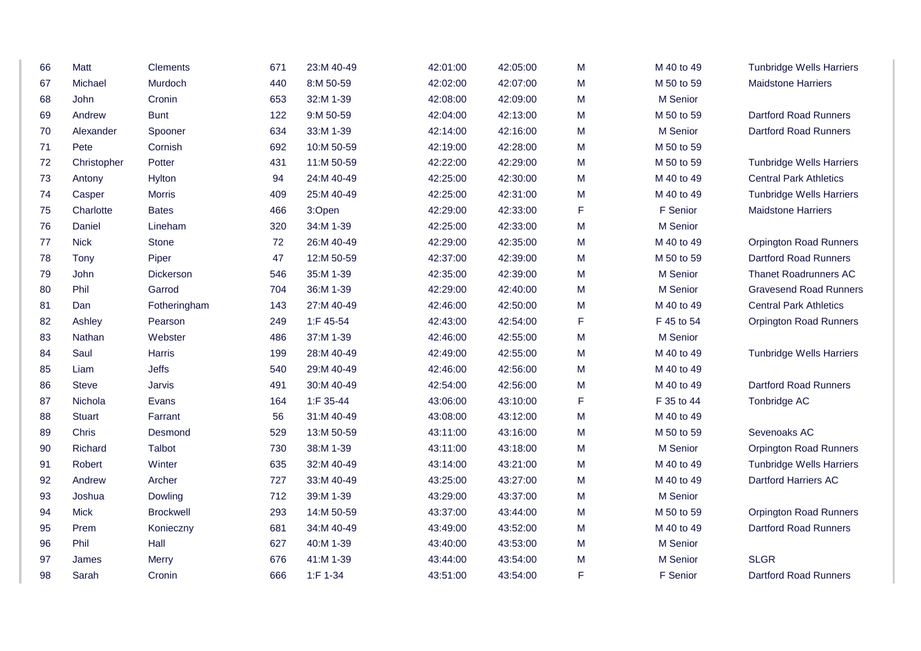| | | | | | | | | | |
|---|---|---|---|---|---|---|---|---|---|
| 66 | Matt | Clements | 671 | 23:M 40-49 | 42:01:00 | 42:05:00 | M | M 40 to 49 | Tunbridge Wells Harriers |
| 67 | Michael | Murdoch | 440 | 8:M 50-59 | 42:02:00 | 42:07:00 | M | M 50 to 59 | Maidstone Harriers |
| 68 | John | Cronin | 653 | 32:M 1-39 | 42:08:00 | 42:09:00 | M | M Senior | |
| 69 | Andrew | Bunt | 122 | 9:M 50-59 | 42:04:00 | 42:13:00 | M | M 50 to 59 | Dartford Road Runners |
| 70 | Alexander | Spooner | 634 | 33:M 1-39 | 42:14:00 | 42:16:00 | M | M Senior | Dartford Road Runners |
| 71 | Pete | Cornish | 692 | 10:M 50-59 | 42:19:00 | 42:28:00 | M | M 50 to 59 | |
| 72 | Christopher | Potter | 431 | 11:M 50-59 | 42:22:00 | 42:29:00 | M | M 50 to 59 | Tunbridge Wells Harriers |
| 73 | Antony | Hylton | 94 | 24:M 40-49 | 42:25:00 | 42:30:00 | M | M 40 to 49 | Central Park Athletics |
| 74 | Casper | Morris | 409 | 25:M 40-49 | 42:25:00 | 42:31:00 | M | M 40 to 49 | Tunbridge Wells Harriers |
| 75 | Charlotte | Bates | 466 | 3:Open | 42:29:00 | 42:33:00 | F | F Senior | Maidstone Harriers |
| 76 | Daniel | Lineham | 320 | 34:M 1-39 | 42:25:00 | 42:33:00 | M | M Senior | |
| 77 | Nick | Stone | 72 | 26:M 40-49 | 42:29:00 | 42:35:00 | M | M 40 to 49 | Orpington Road Runners |
| 78 | Tony | Piper | 47 | 12:M 50-59 | 42:37:00 | 42:39:00 | M | M 50 to 59 | Dartford Road Runners |
| 79 | John | Dickerson | 546 | 35:M 1-39 | 42:35:00 | 42:39:00 | M | M Senior | Thanet Roadrunners AC |
| 80 | Phil | Garrod | 704 | 36:M 1-39 | 42:29:00 | 42:40:00 | M | M Senior | Gravesend Road Runners |
| 81 | Dan | Fotheringham | 143 | 27:M 40-49 | 42:46:00 | 42:50:00 | M | M 40 to 49 | Central Park Athletics |
| 82 | Ashley | Pearson | 249 | 1:F 45-54 | 42:43:00 | 42:54:00 | F | F 45 to 54 | Orpington Road Runners |
| 83 | Nathan | Webster | 486 | 37:M 1-39 | 42:46:00 | 42:55:00 | M | M Senior | |
| 84 | Saul | Harris | 199 | 28:M 40-49 | 42:49:00 | 42:55:00 | M | M 40 to 49 | Tunbridge Wells Harriers |
| 85 | Liam | Jeffs | 540 | 29:M 40-49 | 42:46:00 | 42:56:00 | M | M 40 to 49 | |
| 86 | Steve | Jarvis | 491 | 30:M 40-49 | 42:54:00 | 42:56:00 | M | M 40 to 49 | Dartford Road Runners |
| 87 | Nichola | Evans | 164 | 1:F 35-44 | 43:06:00 | 43:10:00 | F | F 35 to 44 | Tonbridge AC |
| 88 | Stuart | Farrant | 56 | 31:M 40-49 | 43:08:00 | 43:12:00 | M | M 40 to 49 | |
| 89 | Chris | Desmond | 529 | 13:M 50-59 | 43:11:00 | 43:16:00 | M | M 50 to 59 | Sevenoaks AC |
| 90 | Richard | Talbot | 730 | 38:M 1-39 | 43:11:00 | 43:18:00 | M | M Senior | Orpington Road Runners |
| 91 | Robert | Winter | 635 | 32:M 40-49 | 43:14:00 | 43:21:00 | M | M 40 to 49 | Tunbridge Wells Harriers |
| 92 | Andrew | Archer | 727 | 33:M 40-49 | 43:25:00 | 43:27:00 | M | M 40 to 49 | Dartford Harriers AC |
| 93 | Joshua | Dowling | 712 | 39:M 1-39 | 43:29:00 | 43:37:00 | M | M Senior | |
| 94 | Mick | Brockwell | 293 | 14:M 50-59 | 43:37:00 | 43:44:00 | M | M 50 to 59 | Orpington Road Runners |
| 95 | Prem | Konieczny | 681 | 34:M 40-49 | 43:49:00 | 43:52:00 | M | M 40 to 49 | Dartford Road Runners |
| 96 | Phil | Hall | 627 | 40:M 1-39 | 43:40:00 | 43:53:00 | M | M Senior | |
| 97 | James | Merry | 676 | 41:M 1-39 | 43:44:00 | 43:54:00 | M | M Senior | SLGR |
| 98 | Sarah | Cronin | 666 | 1:F 1-34 | 43:51:00 | 43:54:00 | F | F Senior | Dartford Road Runners |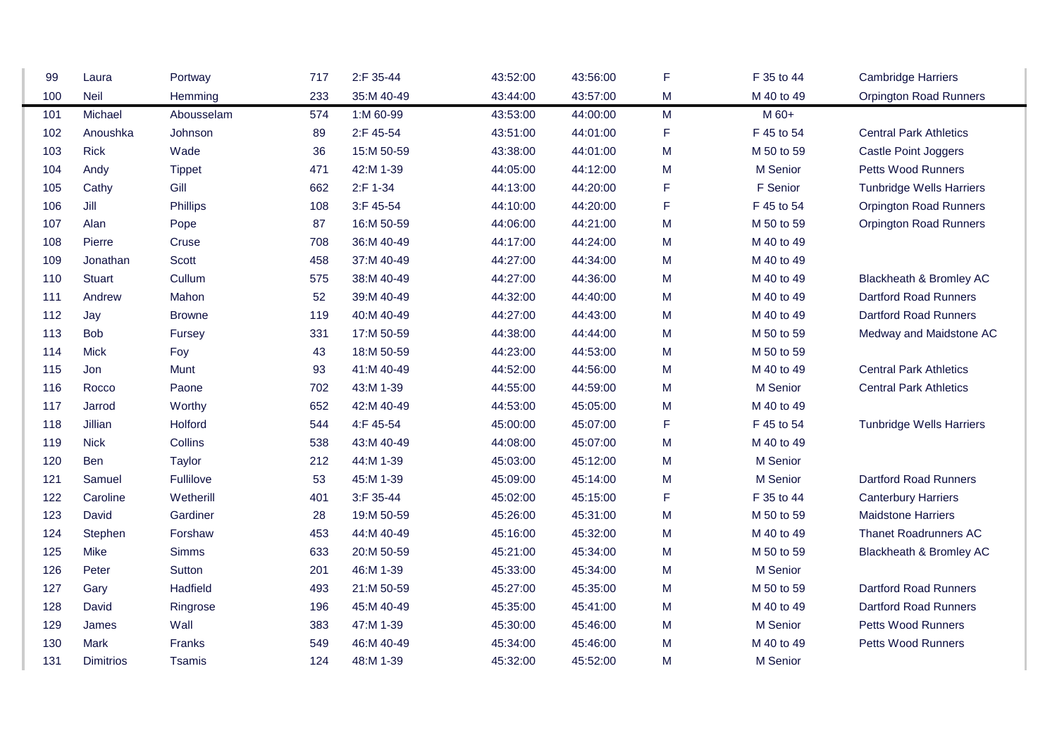| | | | | | | | | | |
|---|---|---|---|---|---|---|---|---|---|
| 99 | Laura | Portway | 717 | 2:F 35-44 | 43:52:00 | 43:56:00 | F | F 35 to 44 | Cambridge Harriers |
| 100 | Neil | Hemming | 233 | 35:M 40-49 | 43:44:00 | 43:57:00 | M | M 40 to 49 | Orpington Road Runners |
| 101 | Michael | Abousselam | 574 | 1:M 60-99 | 43:53:00 | 44:00:00 | M | M 60+ | |
| 102 | Anoushka | Johnson | 89 | 2:F 45-54 | 43:51:00 | 44:01:00 | F | F 45 to 54 | Central Park Athletics |
| 103 | Rick | Wade | 36 | 15:M 50-59 | 43:38:00 | 44:01:00 | M | M 50 to 59 | Castle Point Joggers |
| 104 | Andy | Tippet | 471 | 42:M 1-39 | 44:05:00 | 44:12:00 | M | M Senior | Petts Wood Runners |
| 105 | Cathy | Gill | 662 | 2:F 1-34 | 44:13:00 | 44:20:00 | F | F Senior | Tunbridge Wells Harriers |
| 106 | Jill | Phillips | 108 | 3:F 45-54 | 44:10:00 | 44:20:00 | F | F 45 to 54 | Orpington Road Runners |
| 107 | Alan | Pope | 87 | 16:M 50-59 | 44:06:00 | 44:21:00 | M | M 50 to 59 | Orpington Road Runners |
| 108 | Pierre | Cruse | 708 | 36:M 40-49 | 44:17:00 | 44:24:00 | M | M 40 to 49 | |
| 109 | Jonathan | Scott | 458 | 37:M 40-49 | 44:27:00 | 44:34:00 | M | M 40 to 49 | |
| 110 | Stuart | Cullum | 575 | 38:M 40-49 | 44:27:00 | 44:36:00 | M | M 40 to 49 | Blackheath & Bromley AC |
| 111 | Andrew | Mahon | 52 | 39:M 40-49 | 44:32:00 | 44:40:00 | M | M 40 to 49 | Dartford Road Runners |
| 112 | Jay | Browne | 119 | 40:M 40-49 | 44:27:00 | 44:43:00 | M | M 40 to 49 | Dartford Road Runners |
| 113 | Bob | Fursey | 331 | 17:M 50-59 | 44:38:00 | 44:44:00 | M | M 50 to 59 | Medway and Maidstone AC |
| 114 | Mick | Foy | 43 | 18:M 50-59 | 44:23:00 | 44:53:00 | M | M 50 to 59 | |
| 115 | Jon | Munt | 93 | 41:M 40-49 | 44:52:00 | 44:56:00 | M | M 40 to 49 | Central Park Athletics |
| 116 | Rocco | Paone | 702 | 43:M 1-39 | 44:55:00 | 44:59:00 | M | M Senior | Central Park Athletics |
| 117 | Jarrod | Worthy | 652 | 42:M 40-49 | 44:53:00 | 45:05:00 | M | M 40 to 49 | |
| 118 | Jillian | Holford | 544 | 4:F 45-54 | 45:00:00 | 45:07:00 | F | F 45 to 54 | Tunbridge Wells Harriers |
| 119 | Nick | Collins | 538 | 43:M 40-49 | 44:08:00 | 45:07:00 | M | M 40 to 49 | |
| 120 | Ben | Taylor | 212 | 44:M 1-39 | 45:03:00 | 45:12:00 | M | M Senior | |
| 121 | Samuel | Fullilove | 53 | 45:M 1-39 | 45:09:00 | 45:14:00 | M | M Senior | Dartford Road Runners |
| 122 | Caroline | Wetherill | 401 | 3:F 35-44 | 45:02:00 | 45:15:00 | F | F 35 to 44 | Canterbury Harriers |
| 123 | David | Gardiner | 28 | 19:M 50-59 | 45:26:00 | 45:31:00 | M | M 50 to 59 | Maidstone Harriers |
| 124 | Stephen | Forshaw | 453 | 44:M 40-49 | 45:16:00 | 45:32:00 | M | M 40 to 49 | Thanet Roadrunners AC |
| 125 | Mike | Simms | 633 | 20:M 50-59 | 45:21:00 | 45:34:00 | M | M 50 to 59 | Blackheath & Bromley AC |
| 126 | Peter | Sutton | 201 | 46:M 1-39 | 45:33:00 | 45:34:00 | M | M Senior | |
| 127 | Gary | Hadfield | 493 | 21:M 50-59 | 45:27:00 | 45:35:00 | M | M 50 to 59 | Dartford Road Runners |
| 128 | David | Ringrose | 196 | 45:M 40-49 | 45:35:00 | 45:41:00 | M | M 40 to 49 | Dartford Road Runners |
| 129 | James | Wall | 383 | 47:M 1-39 | 45:30:00 | 45:46:00 | M | M Senior | Petts Wood Runners |
| 130 | Mark | Franks | 549 | 46:M 40-49 | 45:34:00 | 45:46:00 | M | M 40 to 49 | Petts Wood Runners |
| 131 | Dimitrios | Tsamis | 124 | 48:M 1-39 | 45:32:00 | 45:52:00 | M | M Senior | |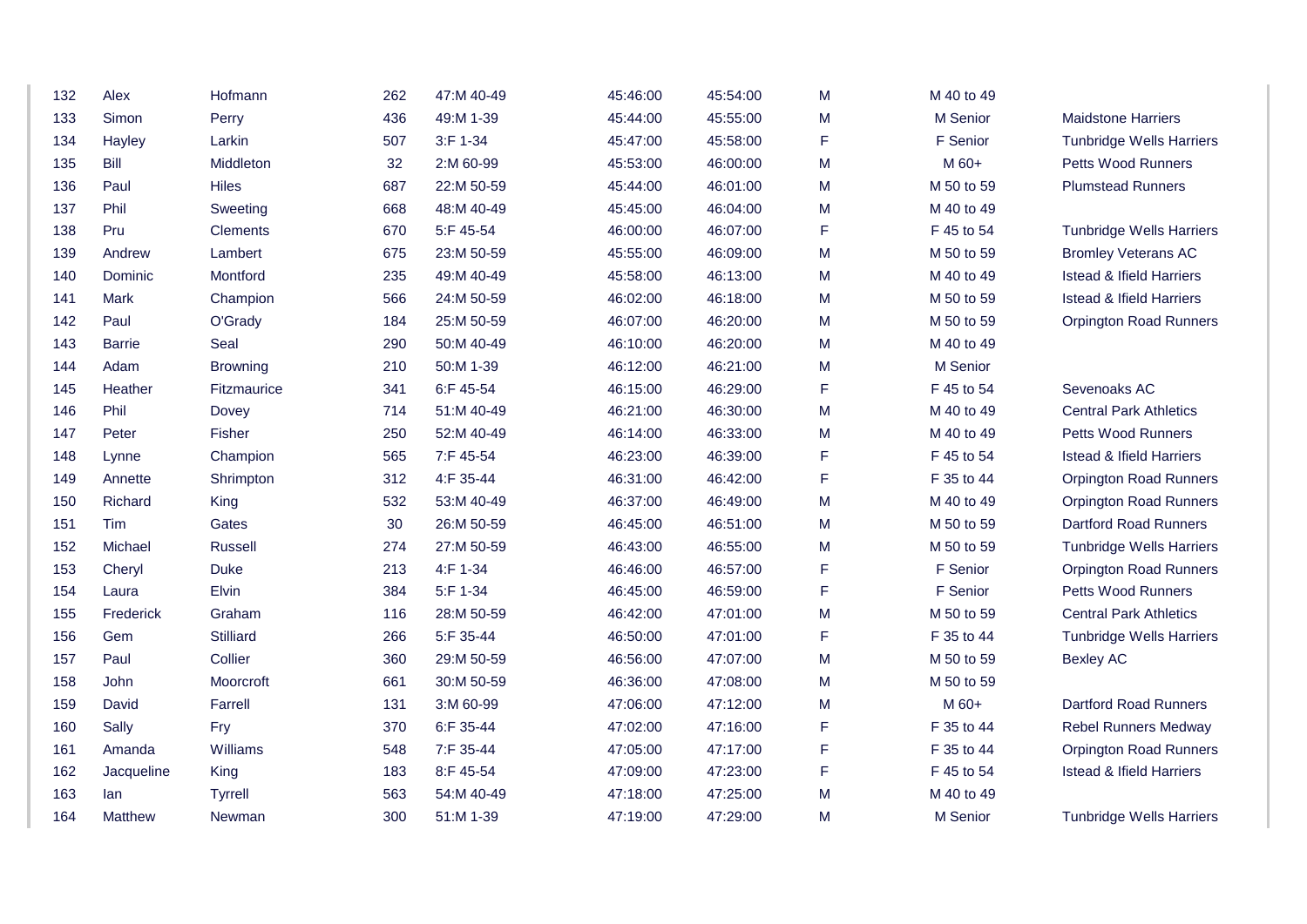| | | | | | | | | | |
|---|---|---|---|---|---|---|---|---|---|
| 132 | Alex | Hofmann | 262 | 47:M 40-49 | 45:46:00 | 45:54:00 | M | M 40 to 49 | |
| 133 | Simon | Perry | 436 | 49:M 1-39 | 45:44:00 | 45:55:00 | M | M Senior | Maidstone Harriers |
| 134 | Hayley | Larkin | 507 | 3:F 1-34 | 45:47:00 | 45:58:00 | F | F Senior | Tunbridge Wells Harriers |
| 135 | Bill | Middleton | 32 | 2:M 60-99 | 45:53:00 | 46:00:00 | M | M 60+ | Petts Wood Runners |
| 136 | Paul | Hiles | 687 | 22:M 50-59 | 45:44:00 | 46:01:00 | M | M 50 to 59 | Plumstead Runners |
| 137 | Phil | Sweeting | 668 | 48:M 40-49 | 45:45:00 | 46:04:00 | M | M 40 to 49 | |
| 138 | Pru | Clements | 670 | 5:F 45-54 | 46:00:00 | 46:07:00 | F | F 45 to 54 | Tunbridge Wells Harriers |
| 139 | Andrew | Lambert | 675 | 23:M 50-59 | 45:55:00 | 46:09:00 | M | M 50 to 59 | Bromley Veterans AC |
| 140 | Dominic | Montford | 235 | 49:M 40-49 | 45:58:00 | 46:13:00 | M | M 40 to 49 | Istead & Ifield Harriers |
| 141 | Mark | Champion | 566 | 24:M 50-59 | 46:02:00 | 46:18:00 | M | M 50 to 59 | Istead & Ifield Harriers |
| 142 | Paul | O'Grady | 184 | 25:M 50-59 | 46:07:00 | 46:20:00 | M | M 50 to 59 | Orpington Road Runners |
| 143 | Barrie | Seal | 290 | 50:M 40-49 | 46:10:00 | 46:20:00 | M | M 40 to 49 | |
| 144 | Adam | Browning | 210 | 50:M 1-39 | 46:12:00 | 46:21:00 | M | M Senior | |
| 145 | Heather | Fitzmaurice | 341 | 6:F 45-54 | 46:15:00 | 46:29:00 | F | F 45 to 54 | Sevenoaks AC |
| 146 | Phil | Dovey | 714 | 51:M 40-49 | 46:21:00 | 46:30:00 | M | M 40 to 49 | Central Park Athletics |
| 147 | Peter | Fisher | 250 | 52:M 40-49 | 46:14:00 | 46:33:00 | M | M 40 to 49 | Petts Wood Runners |
| 148 | Lynne | Champion | 565 | 7:F 45-54 | 46:23:00 | 46:39:00 | F | F 45 to 54 | Istead & Ifield Harriers |
| 149 | Annette | Shrimpton | 312 | 4:F 35-44 | 46:31:00 | 46:42:00 | F | F 35 to 44 | Orpington Road Runners |
| 150 | Richard | King | 532 | 53:M 40-49 | 46:37:00 | 46:49:00 | M | M 40 to 49 | Orpington Road Runners |
| 151 | Tim | Gates | 30 | 26:M 50-59 | 46:45:00 | 46:51:00 | M | M 50 to 59 | Dartford Road Runners |
| 152 | Michael | Russell | 274 | 27:M 50-59 | 46:43:00 | 46:55:00 | M | M 50 to 59 | Tunbridge Wells Harriers |
| 153 | Cheryl | Duke | 213 | 4:F 1-34 | 46:46:00 | 46:57:00 | F | F Senior | Orpington Road Runners |
| 154 | Laura | Elvin | 384 | 5:F 1-34 | 46:45:00 | 46:59:00 | F | F Senior | Petts Wood Runners |
| 155 | Frederick | Graham | 116 | 28:M 50-59 | 46:42:00 | 47:01:00 | M | M 50 to 59 | Central Park Athletics |
| 156 | Gem | Stilliard | 266 | 5:F 35-44 | 46:50:00 | 47:01:00 | F | F 35 to 44 | Tunbridge Wells Harriers |
| 157 | Paul | Collier | 360 | 29:M 50-59 | 46:56:00 | 47:07:00 | M | M 50 to 59 | Bexley AC |
| 158 | John | Moorcroft | 661 | 30:M 50-59 | 46:36:00 | 47:08:00 | M | M 50 to 59 | |
| 159 | David | Farrell | 131 | 3:M 60-99 | 47:06:00 | 47:12:00 | M | M 60+ | Dartford Road Runners |
| 160 | Sally | Fry | 370 | 6:F 35-44 | 47:02:00 | 47:16:00 | F | F 35 to 44 | Rebel Runners Medway |
| 161 | Amanda | Williams | 548 | 7:F 35-44 | 47:05:00 | 47:17:00 | F | F 35 to 44 | Orpington Road Runners |
| 162 | Jacqueline | King | 183 | 8:F 45-54 | 47:09:00 | 47:23:00 | F | F 45 to 54 | Istead & Ifield Harriers |
| 163 | Ian | Tyrrell | 563 | 54:M 40-49 | 47:18:00 | 47:25:00 | M | M 40 to 49 | |
| 164 | Matthew | Newman | 300 | 51:M 1-39 | 47:19:00 | 47:29:00 | M | M Senior | Tunbridge Wells Harriers |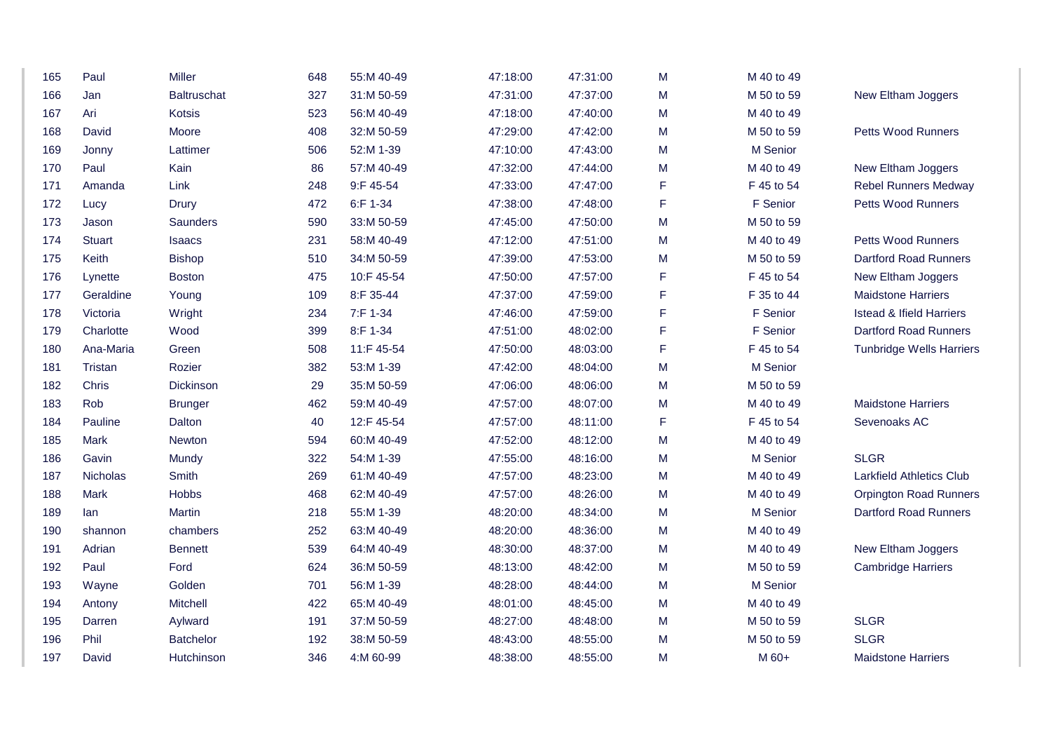| | | | | | | | | | |
|---|---|---|---|---|---|---|---|---|---|
| 165 | Paul | Miller | 648 | 55:M 40-49 | 47:18:00 | 47:31:00 | M | M 40 to 49 | |
| 166 | Jan | Baltruschat | 327 | 31:M 50-59 | 47:31:00 | 47:37:00 | M | M 50 to 59 | New Eltham Joggers |
| 167 | Ari | Kotsis | 523 | 56:M 40-49 | 47:18:00 | 47:40:00 | M | M 40 to 49 | |
| 168 | David | Moore | 408 | 32:M 50-59 | 47:29:00 | 47:42:00 | M | M 50 to 59 | Petts Wood Runners |
| 169 | Jonny | Lattimer | 506 | 52:M 1-39 | 47:10:00 | 47:43:00 | M | M Senior | |
| 170 | Paul | Kain | 86 | 57:M 40-49 | 47:32:00 | 47:44:00 | M | M 40 to 49 | New Eltham Joggers |
| 171 | Amanda | Link | 248 | 9:F 45-54 | 47:33:00 | 47:47:00 | F | F 45 to 54 | Rebel Runners Medway |
| 172 | Lucy | Drury | 472 | 6:F 1-34 | 47:38:00 | 47:48:00 | F | F Senior | Petts Wood Runners |
| 173 | Jason | Saunders | 590 | 33:M 50-59 | 47:45:00 | 47:50:00 | M | M 50 to 59 | |
| 174 | Stuart | Isaacs | 231 | 58:M 40-49 | 47:12:00 | 47:51:00 | M | M 40 to 49 | Petts Wood Runners |
| 175 | Keith | Bishop | 510 | 34:M 50-59 | 47:39:00 | 47:53:00 | M | M 50 to 59 | Dartford Road Runners |
| 176 | Lynette | Boston | 475 | 10:F 45-54 | 47:50:00 | 47:57:00 | F | F 45 to 54 | New Eltham Joggers |
| 177 | Geraldine | Young | 109 | 8:F 35-44 | 47:37:00 | 47:59:00 | F | F 35 to 44 | Maidstone Harriers |
| 178 | Victoria | Wright | 234 | 7:F 1-34 | 47:46:00 | 47:59:00 | F | F Senior | Istead & Ifield Harriers |
| 179 | Charlotte | Wood | 399 | 8:F 1-34 | 47:51:00 | 48:02:00 | F | F Senior | Dartford Road Runners |
| 180 | Ana-Maria | Green | 508 | 11:F 45-54 | 47:50:00 | 48:03:00 | F | F 45 to 54 | Tunbridge Wells Harriers |
| 181 | Tristan | Rozier | 382 | 53:M 1-39 | 47:42:00 | 48:04:00 | M | M Senior | |
| 182 | Chris | Dickinson | 29 | 35:M 50-59 | 47:06:00 | 48:06:00 | M | M 50 to 59 | |
| 183 | Rob | Brunger | 462 | 59:M 40-49 | 47:57:00 | 48:07:00 | M | M 40 to 49 | Maidstone Harriers |
| 184 | Pauline | Dalton | 40 | 12:F 45-54 | 47:57:00 | 48:11:00 | F | F 45 to 54 | Sevenoaks AC |
| 185 | Mark | Newton | 594 | 60:M 40-49 | 47:52:00 | 48:12:00 | M | M 40 to 49 | |
| 186 | Gavin | Mundy | 322 | 54:M 1-39 | 47:55:00 | 48:16:00 | M | M Senior | SLGR |
| 187 | Nicholas | Smith | 269 | 61:M 40-49 | 47:57:00 | 48:23:00 | M | M 40 to 49 | Larkfield Athletics Club |
| 188 | Mark | Hobbs | 468 | 62:M 40-49 | 47:57:00 | 48:26:00 | M | M 40 to 49 | Orpington Road Runners |
| 189 | Ian | Martin | 218 | 55:M 1-39 | 48:20:00 | 48:34:00 | M | M Senior | Dartford Road Runners |
| 190 | shannon | chambers | 252 | 63:M 40-49 | 48:20:00 | 48:36:00 | M | M 40 to 49 | |
| 191 | Adrian | Bennett | 539 | 64:M 40-49 | 48:30:00 | 48:37:00 | M | M 40 to 49 | New Eltham Joggers |
| 192 | Paul | Ford | 624 | 36:M 50-59 | 48:13:00 | 48:42:00 | M | M 50 to 59 | Cambridge Harriers |
| 193 | Wayne | Golden | 701 | 56:M 1-39 | 48:28:00 | 48:44:00 | M | M Senior | |
| 194 | Antony | Mitchell | 422 | 65:M 40-49 | 48:01:00 | 48:45:00 | M | M 40 to 49 | |
| 195 | Darren | Aylward | 191 | 37:M 50-59 | 48:27:00 | 48:48:00 | M | M 50 to 59 | SLGR |
| 196 | Phil | Batchelor | 192 | 38:M 50-59 | 48:43:00 | 48:55:00 | M | M 50 to 59 | SLGR |
| 197 | David | Hutchinson | 346 | 4:M 60-99 | 48:38:00 | 48:55:00 | M | M 60+ | Maidstone Harriers |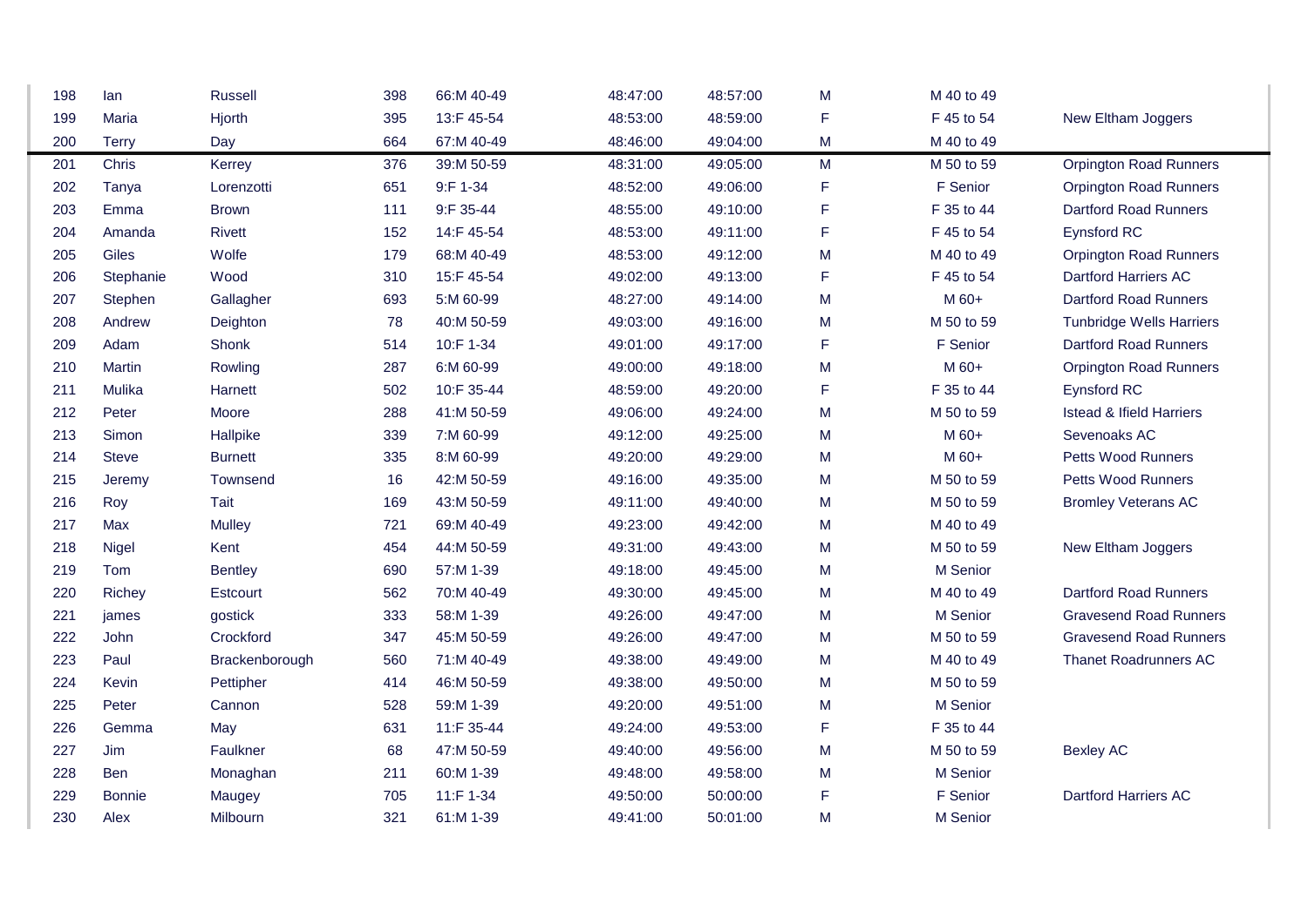| | | | | | | | | | |
|---|---|---|---|---|---|---|---|---|---|
| 198 | Ian | Russell | 398 | 66:M 40-49 | 48:47:00 | 48:57:00 | M | M 40 to 49 | |
| 199 | Maria | Hjorth | 395 | 13:F 45-54 | 48:53:00 | 48:59:00 | F | F 45 to 54 | New Eltham Joggers |
| 200 | Terry | Day | 664 | 67:M 40-49 | 48:46:00 | 49:04:00 | M | M 40 to 49 | |
| 201 | Chris | Kerrey | 376 | 39:M 50-59 | 48:31:00 | 49:05:00 | M | M 50 to 59 | Orpington Road Runners |
| 202 | Tanya | Lorenzotti | 651 | 9:F 1-34 | 48:52:00 | 49:06:00 | F | F Senior | Orpington Road Runners |
| 203 | Emma | Brown | 111 | 9:F 35-44 | 48:55:00 | 49:10:00 | F | F 35 to 44 | Dartford Road Runners |
| 204 | Amanda | Rivett | 152 | 14:F 45-54 | 48:53:00 | 49:11:00 | F | F 45 to 54 | Eynsford RC |
| 205 | Giles | Wolfe | 179 | 68:M 40-49 | 48:53:00 | 49:12:00 | M | M 40 to 49 | Orpington Road Runners |
| 206 | Stephanie | Wood | 310 | 15:F 45-54 | 49:02:00 | 49:13:00 | F | F 45 to 54 | Dartford Harriers AC |
| 207 | Stephen | Gallagher | 693 | 5:M 60-99 | 48:27:00 | 49:14:00 | M | M 60+ | Dartford Road Runners |
| 208 | Andrew | Deighton | 78 | 40:M 50-59 | 49:03:00 | 49:16:00 | M | M 50 to 59 | Tunbridge Wells Harriers |
| 209 | Adam | Shonk | 514 | 10:F 1-34 | 49:01:00 | 49:17:00 | F | F Senior | Dartford Road Runners |
| 210 | Martin | Rowling | 287 | 6:M 60-99 | 49:00:00 | 49:18:00 | M | M 60+ | Orpington Road Runners |
| 211 | Mulika | Harnett | 502 | 10:F 35-44 | 48:59:00 | 49:20:00 | F | F 35 to 44 | Eynsford RC |
| 212 | Peter | Moore | 288 | 41:M 50-59 | 49:06:00 | 49:24:00 | M | M 50 to 59 | Istead & Ifield Harriers |
| 213 | Simon | Hallpike | 339 | 7:M 60-99 | 49:12:00 | 49:25:00 | M | M 60+ | Sevenoaks AC |
| 214 | Steve | Burnett | 335 | 8:M 60-99 | 49:20:00 | 49:29:00 | M | M 60+ | Petts Wood Runners |
| 215 | Jeremy | Townsend | 16 | 42:M 50-59 | 49:16:00 | 49:35:00 | M | M 50 to 59 | Petts Wood Runners |
| 216 | Roy | Tait | 169 | 43:M 50-59 | 49:11:00 | 49:40:00 | M | M 50 to 59 | Bromley Veterans AC |
| 217 | Max | Mulley | 721 | 69:M 40-49 | 49:23:00 | 49:42:00 | M | M 40 to 49 | |
| 218 | Nigel | Kent | 454 | 44:M 50-59 | 49:31:00 | 49:43:00 | M | M 50 to 59 | New Eltham Joggers |
| 219 | Tom | Bentley | 690 | 57:M 1-39 | 49:18:00 | 49:45:00 | M | M Senior | |
| 220 | Richey | Estcourt | 562 | 70:M 40-49 | 49:30:00 | 49:45:00 | M | M 40 to 49 | Dartford Road Runners |
| 221 | james | gostick | 333 | 58:M 1-39 | 49:26:00 | 49:47:00 | M | M Senior | Gravesend Road Runners |
| 222 | John | Crockford | 347 | 45:M 50-59 | 49:26:00 | 49:47:00 | M | M 50 to 59 | Gravesend Road Runners |
| 223 | Paul | Brackenborough | 560 | 71:M 40-49 | 49:38:00 | 49:49:00 | M | M 40 to 49 | Thanet Roadrunners AC |
| 224 | Kevin | Pettipher | 414 | 46:M 50-59 | 49:38:00 | 49:50:00 | M | M 50 to 59 | |
| 225 | Peter | Cannon | 528 | 59:M 1-39 | 49:20:00 | 49:51:00 | M | M Senior | |
| 226 | Gemma | May | 631 | 11:F 35-44 | 49:24:00 | 49:53:00 | F | F 35 to 44 | |
| 227 | Jim | Faulkner | 68 | 47:M 50-59 | 49:40:00 | 49:56:00 | M | M 50 to 59 | Bexley AC |
| 228 | Ben | Monaghan | 211 | 60:M 1-39 | 49:48:00 | 49:58:00 | M | M Senior | |
| 229 | Bonnie | Maugey | 705 | 11:F 1-34 | 49:50:00 | 50:00:00 | F | F Senior | Dartford Harriers AC |
| 230 | Alex | Milbourn | 321 | 61:M 1-39 | 49:41:00 | 50:01:00 | M | M Senior | |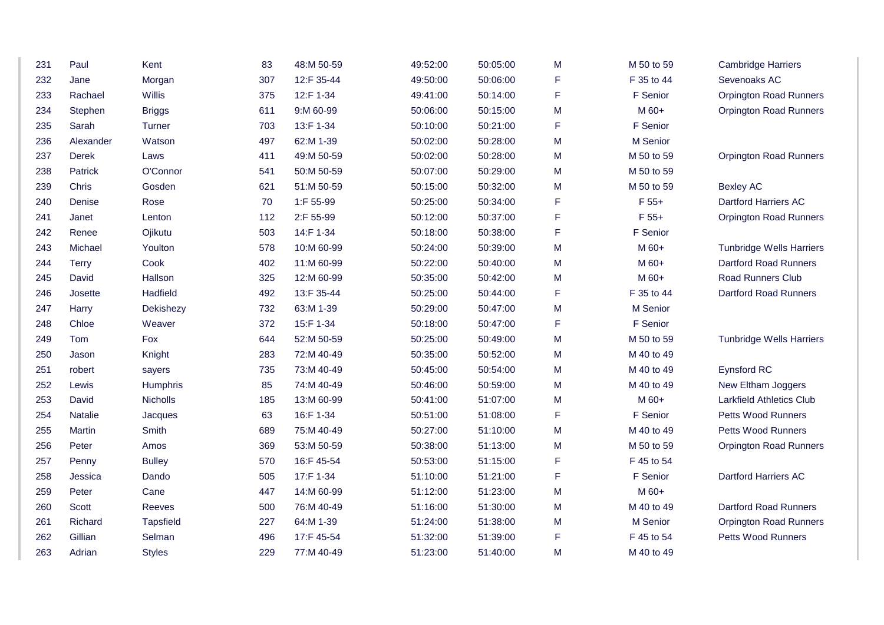| | | | | | | | | | |
|---|---|---|---|---|---|---|---|---|---|
| 231 | Paul | Kent | 83 | 48:M 50-59 | 49:52:00 | 50:05:00 | M | M 50 to 59 | Cambridge Harriers |
| 232 | Jane | Morgan | 307 | 12:F 35-44 | 49:50:00 | 50:06:00 | F | F 35 to 44 | Sevenoaks AC |
| 233 | Rachael | Willis | 375 | 12:F 1-34 | 49:41:00 | 50:14:00 | F | F Senior | Orpington Road Runners |
| 234 | Stephen | Briggs | 611 | 9:M 60-99 | 50:06:00 | 50:15:00 | M | M 60+ | Orpington Road Runners |
| 235 | Sarah | Turner | 703 | 13:F 1-34 | 50:10:00 | 50:21:00 | F | F Senior | |
| 236 | Alexander | Watson | 497 | 62:M 1-39 | 50:02:00 | 50:28:00 | M | M Senior | |
| 237 | Derek | Laws | 411 | 49:M 50-59 | 50:02:00 | 50:28:00 | M | M 50 to 59 | Orpington Road Runners |
| 238 | Patrick | O'Connor | 541 | 50:M 50-59 | 50:07:00 | 50:29:00 | M | M 50 to 59 | |
| 239 | Chris | Gosden | 621 | 51:M 50-59 | 50:15:00 | 50:32:00 | M | M 50 to 59 | Bexley AC |
| 240 | Denise | Rose | 70 | 1:F 55-99 | 50:25:00 | 50:34:00 | F | F 55+ | Dartford Harriers AC |
| 241 | Janet | Lenton | 112 | 2:F 55-99 | 50:12:00 | 50:37:00 | F | F 55+ | Orpington Road Runners |
| 242 | Renee | Ojikutu | 503 | 14:F 1-34 | 50:18:00 | 50:38:00 | F | F Senior | |
| 243 | Michael | Youlton | 578 | 10:M 60-99 | 50:24:00 | 50:39:00 | M | M 60+ | Tunbridge Wells Harriers |
| 244 | Terry | Cook | 402 | 11:M 60-99 | 50:22:00 | 50:40:00 | M | M 60+ | Dartford Road Runners |
| 245 | David | Hallson | 325 | 12:M 60-99 | 50:35:00 | 50:42:00 | M | M 60+ | Road Runners Club |
| 246 | Josette | Hadfield | 492 | 13:F 35-44 | 50:25:00 | 50:44:00 | F | F 35 to 44 | Dartford Road Runners |
| 247 | Harry | Dekishezy | 732 | 63:M 1-39 | 50:29:00 | 50:47:00 | M | M Senior | |
| 248 | Chloe | Weaver | 372 | 15:F 1-34 | 50:18:00 | 50:47:00 | F | F Senior | |
| 249 | Tom | Fox | 644 | 52:M 50-59 | 50:25:00 | 50:49:00 | M | M 50 to 59 | Tunbridge Wells Harriers |
| 250 | Jason | Knight | 283 | 72:M 40-49 | 50:35:00 | 50:52:00 | M | M 40 to 49 | |
| 251 | robert | sayers | 735 | 73:M 40-49 | 50:45:00 | 50:54:00 | M | M 40 to 49 | Eynsford RC |
| 252 | Lewis | Humphris | 85 | 74:M 40-49 | 50:46:00 | 50:59:00 | M | M 40 to 49 | New Eltham Joggers |
| 253 | David | Nicholls | 185 | 13:M 60-99 | 50:41:00 | 51:07:00 | M | M 60+ | Larkfield Athletics Club |
| 254 | Natalie | Jacques | 63 | 16:F 1-34 | 50:51:00 | 51:08:00 | F | F Senior | Petts Wood Runners |
| 255 | Martin | Smith | 689 | 75:M 40-49 | 50:27:00 | 51:10:00 | M | M 40 to 49 | Petts Wood Runners |
| 256 | Peter | Amos | 369 | 53:M 50-59 | 50:38:00 | 51:13:00 | M | M 50 to 59 | Orpington Road Runners |
| 257 | Penny | Bulley | 570 | 16:F 45-54 | 50:53:00 | 51:15:00 | F | F 45 to 54 | |
| 258 | Jessica | Dando | 505 | 17:F 1-34 | 51:10:00 | 51:21:00 | F | F Senior | Dartford Harriers AC |
| 259 | Peter | Cane | 447 | 14:M 60-99 | 51:12:00 | 51:23:00 | M | M 60+ | |
| 260 | Scott | Reeves | 500 | 76:M 40-49 | 51:16:00 | 51:30:00 | M | M 40 to 49 | Dartford Road Runners |
| 261 | Richard | Tapsfield | 227 | 64:M 1-39 | 51:24:00 | 51:38:00 | M | M Senior | Orpington Road Runners |
| 262 | Gillian | Selman | 496 | 17:F 45-54 | 51:32:00 | 51:39:00 | F | F 45 to 54 | Petts Wood Runners |
| 263 | Adrian | Styles | 229 | 77:M 40-49 | 51:23:00 | 51:40:00 | M | M 40 to 49 | |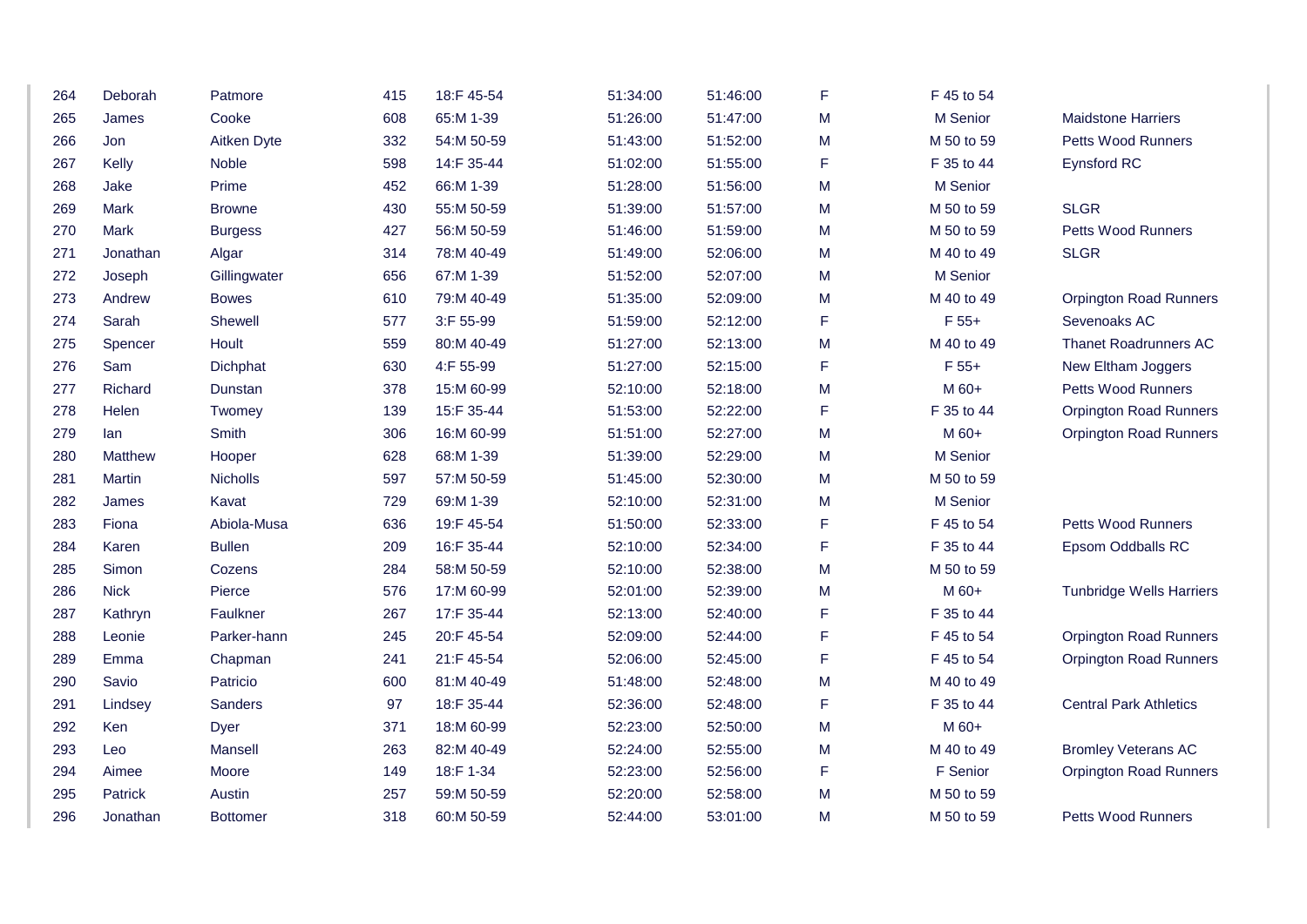| | | | | | | | | | |
|---|---|---|---|---|---|---|---|---|---|
| 264 | Deborah | Patmore | 415 | 18:F 45-54 | 51:34:00 | 51:46:00 | F | F 45 to 54 | |
| 265 | James | Cooke | 608 | 65:M 1-39 | 51:26:00 | 51:47:00 | M | M Senior | Maidstone Harriers |
| 266 | Jon | Aitken Dyte | 332 | 54:M 50-59 | 51:43:00 | 51:52:00 | M | M 50 to 59 | Petts Wood Runners |
| 267 | Kelly | Noble | 598 | 14:F 35-44 | 51:02:00 | 51:55:00 | F | F 35 to 44 | Eynsford RC |
| 268 | Jake | Prime | 452 | 66:M 1-39 | 51:28:00 | 51:56:00 | M | M Senior | |
| 269 | Mark | Browne | 430 | 55:M 50-59 | 51:39:00 | 51:57:00 | M | M 50 to 59 | SLGR |
| 270 | Mark | Burgess | 427 | 56:M 50-59 | 51:46:00 | 51:59:00 | M | M 50 to 59 | Petts Wood Runners |
| 271 | Jonathan | Algar | 314 | 78:M 40-49 | 51:49:00 | 52:06:00 | M | M 40 to 49 | SLGR |
| 272 | Joseph | Gillingwater | 656 | 67:M 1-39 | 51:52:00 | 52:07:00 | M | M Senior | |
| 273 | Andrew | Bowes | 610 | 79:M 40-49 | 51:35:00 | 52:09:00 | M | M 40 to 49 | Orpington Road Runners |
| 274 | Sarah | Shewell | 577 | 3:F 55-99 | 51:59:00 | 52:12:00 | F | F 55+ | Sevenoaks AC |
| 275 | Spencer | Hoult | 559 | 80:M 40-49 | 51:27:00 | 52:13:00 | M | M 40 to 49 | Thanet Roadrunners AC |
| 276 | Sam | Dichphat | 630 | 4:F 55-99 | 51:27:00 | 52:15:00 | F | F 55+ | New Eltham Joggers |
| 277 | Richard | Dunstan | 378 | 15:M 60-99 | 52:10:00 | 52:18:00 | M | M 60+ | Petts Wood Runners |
| 278 | Helen | Twomey | 139 | 15:F 35-44 | 51:53:00 | 52:22:00 | F | F 35 to 44 | Orpington Road Runners |
| 279 | Ian | Smith | 306 | 16:M 60-99 | 51:51:00 | 52:27:00 | M | M 60+ | Orpington Road Runners |
| 280 | Matthew | Hooper | 628 | 68:M 1-39 | 51:39:00 | 52:29:00 | M | M Senior | |
| 281 | Martin | Nicholls | 597 | 57:M 50-59 | 51:45:00 | 52:30:00 | M | M 50 to 59 | |
| 282 | James | Kavat | 729 | 69:M 1-39 | 52:10:00 | 52:31:00 | M | M Senior | |
| 283 | Fiona | Abiola-Musa | 636 | 19:F 45-54 | 51:50:00 | 52:33:00 | F | F 45 to 54 | Petts Wood Runners |
| 284 | Karen | Bullen | 209 | 16:F 35-44 | 52:10:00 | 52:34:00 | F | F 35 to 44 | Epsom Oddballs RC |
| 285 | Simon | Cozens | 284 | 58:M 50-59 | 52:10:00 | 52:38:00 | M | M 50 to 59 | |
| 286 | Nick | Pierce | 576 | 17:M 60-99 | 52:01:00 | 52:39:00 | M | M 60+ | Tunbridge Wells Harriers |
| 287 | Kathryn | Faulkner | 267 | 17:F 35-44 | 52:13:00 | 52:40:00 | F | F 35 to 44 | |
| 288 | Leonie | Parker-hann | 245 | 20:F 45-54 | 52:09:00 | 52:44:00 | F | F 45 to 54 | Orpington Road Runners |
| 289 | Emma | Chapman | 241 | 21:F 45-54 | 52:06:00 | 52:45:00 | F | F 45 to 54 | Orpington Road Runners |
| 290 | Savio | Patricio | 600 | 81:M 40-49 | 51:48:00 | 52:48:00 | M | M 40 to 49 | |
| 291 | Lindsey | Sanders | 97 | 18:F 35-44 | 52:36:00 | 52:48:00 | F | F 35 to 44 | Central Park Athletics |
| 292 | Ken | Dyer | 371 | 18:M 60-99 | 52:23:00 | 52:50:00 | M | M 60+ | |
| 293 | Leo | Mansell | 263 | 82:M 40-49 | 52:24:00 | 52:55:00 | M | M 40 to 49 | Bromley Veterans AC |
| 294 | Aimee | Moore | 149 | 18:F 1-34 | 52:23:00 | 52:56:00 | F | F Senior | Orpington Road Runners |
| 295 | Patrick | Austin | 257 | 59:M 50-59 | 52:20:00 | 52:58:00 | M | M 50 to 59 | |
| 296 | Jonathan | Bottomer | 318 | 60:M 50-59 | 52:44:00 | 53:01:00 | M | M 50 to 59 | Petts Wood Runners |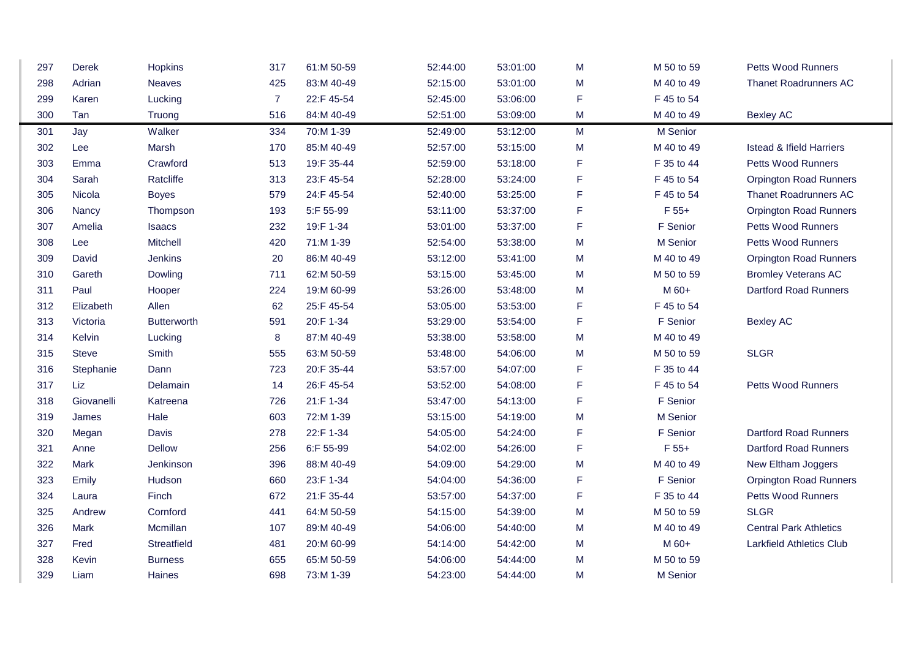| | | | | | | | | | |
|---|---|---|---|---|---|---|---|---|---|
| 297 | Derek | Hopkins | 317 | 61:M 50-59 | 52:44:00 | 53:01:00 | M | M 50 to 59 | Petts Wood Runners |
| 298 | Adrian | Neaves | 425 | 83:M 40-49 | 52:15:00 | 53:01:00 | M | M 40 to 49 | Thanet Roadrunners AC |
| 299 | Karen | Lucking | 7 | 22:F 45-54 | 52:45:00 | 53:06:00 | F | F 45 to 54 | |
| 300 | Tan | Truong | 516 | 84:M 40-49 | 52:51:00 | 53:09:00 | M | M 40 to 49 | Bexley AC |
| 301 | Jay | Walker | 334 | 70:M 1-39 | 52:49:00 | 53:12:00 | M | M Senior | |
| 302 | Lee | Marsh | 170 | 85:M 40-49 | 52:57:00 | 53:15:00 | M | M 40 to 49 | Istead & Ifield Harriers |
| 303 | Emma | Crawford | 513 | 19:F 35-44 | 52:59:00 | 53:18:00 | F | F 35 to 44 | Petts Wood Runners |
| 304 | Sarah | Ratcliffe | 313 | 23:F 45-54 | 52:28:00 | 53:24:00 | F | F 45 to 54 | Orpington Road Runners |
| 305 | Nicola | Boyes | 579 | 24:F 45-54 | 52:40:00 | 53:25:00 | F | F 45 to 54 | Thanet Roadrunners AC |
| 306 | Nancy | Thompson | 193 | 5:F 55-99 | 53:11:00 | 53:37:00 | F | F 55+ | Orpington Road Runners |
| 307 | Amelia | Isaacs | 232 | 19:F 1-34 | 53:01:00 | 53:37:00 | F | F Senior | Petts Wood Runners |
| 308 | Lee | Mitchell | 420 | 71:M 1-39 | 52:54:00 | 53:38:00 | M | M Senior | Petts Wood Runners |
| 309 | David | Jenkins | 20 | 86:M 40-49 | 53:12:00 | 53:41:00 | M | M 40 to 49 | Orpington Road Runners |
| 310 | Gareth | Dowling | 711 | 62:M 50-59 | 53:15:00 | 53:45:00 | M | M 50 to 59 | Bromley Veterans AC |
| 311 | Paul | Hooper | 224 | 19:M 60-99 | 53:26:00 | 53:48:00 | M | M 60+ | Dartford Road Runners |
| 312 | Elizabeth | Allen | 62 | 25:F 45-54 | 53:05:00 | 53:53:00 | F | F 45 to 54 | |
| 313 | Victoria | Butterworth | 591 | 20:F 1-34 | 53:29:00 | 53:54:00 | F | F Senior | Bexley AC |
| 314 | Kelvin | Lucking | 8 | 87:M 40-49 | 53:38:00 | 53:58:00 | M | M 40 to 49 | |
| 315 | Steve | Smith | 555 | 63:M 50-59 | 53:48:00 | 54:06:00 | M | M 50 to 59 | SLGR |
| 316 | Stephanie | Dann | 723 | 20:F 35-44 | 53:57:00 | 54:07:00 | F | F 35 to 44 | |
| 317 | Liz | Delamain | 14 | 26:F 45-54 | 53:52:00 | 54:08:00 | F | F 45 to 54 | Petts Wood Runners |
| 318 | Giovanelli | Katreena | 726 | 21:F 1-34 | 53:47:00 | 54:13:00 | F | F Senior | |
| 319 | James | Hale | 603 | 72:M 1-39 | 53:15:00 | 54:19:00 | M | M Senior | |
| 320 | Megan | Davis | 278 | 22:F 1-34 | 54:05:00 | 54:24:00 | F | F Senior | Dartford Road Runners |
| 321 | Anne | Dellow | 256 | 6:F 55-99 | 54:02:00 | 54:26:00 | F | F 55+ | Dartford Road Runners |
| 322 | Mark | Jenkinson | 396 | 88:M 40-49 | 54:09:00 | 54:29:00 | M | M 40 to 49 | New Eltham Joggers |
| 323 | Emily | Hudson | 660 | 23:F 1-34 | 54:04:00 | 54:36:00 | F | F Senior | Orpington Road Runners |
| 324 | Laura | Finch | 672 | 21:F 35-44 | 53:57:00 | 54:37:00 | F | F 35 to 44 | Petts Wood Runners |
| 325 | Andrew | Cornford | 441 | 64:M 50-59 | 54:15:00 | 54:39:00 | M | M 50 to 59 | SLGR |
| 326 | Mark | Mcmillan | 107 | 89:M 40-49 | 54:06:00 | 54:40:00 | M | M 40 to 49 | Central Park Athletics |
| 327 | Fred | Streatfield | 481 | 20:M 60-99 | 54:14:00 | 54:42:00 | M | M 60+ | Larkfield Athletics Club |
| 328 | Kevin | Burness | 655 | 65:M 50-59 | 54:06:00 | 54:44:00 | M | M 50 to 59 | |
| 329 | Liam | Haines | 698 | 73:M 1-39 | 54:23:00 | 54:44:00 | M | M Senior | |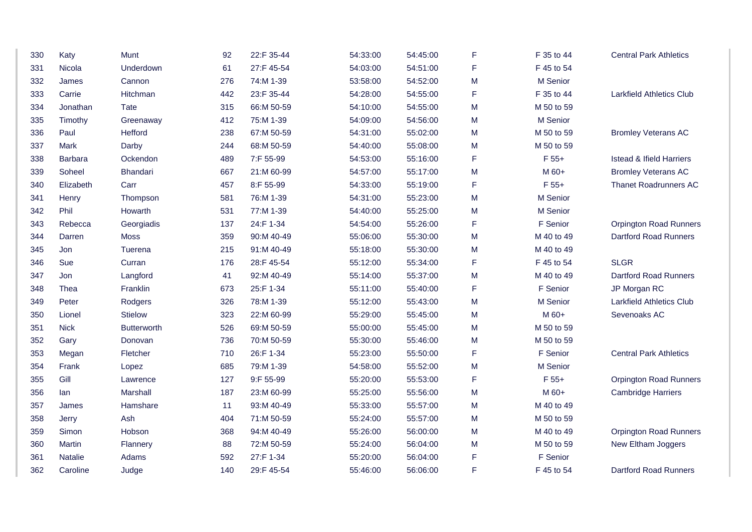| | | | | | | | | | |
|---|---|---|---|---|---|---|---|---|---|
| 330 | Katy | Munt | 92 | 22:F 35-44 | 54:33:00 | 54:45:00 | F | F 35 to 44 | Central Park Athletics |
| 331 | Nicola | Underdown | 61 | 27:F 45-54 | 54:03:00 | 54:51:00 | F | F 45 to 54 | |
| 332 | James | Cannon | 276 | 74:M 1-39 | 53:58:00 | 54:52:00 | M | M Senior | |
| 333 | Carrie | Hitchman | 442 | 23:F 35-44 | 54:28:00 | 54:55:00 | F | F 35 to 44 | Larkfield Athletics Club |
| 334 | Jonathan | Tate | 315 | 66:M 50-59 | 54:10:00 | 54:55:00 | M | M 50 to 59 | |
| 335 | Timothy | Greenaway | 412 | 75:M 1-39 | 54:09:00 | 54:56:00 | M | M Senior | |
| 336 | Paul | Hefford | 238 | 67:M 50-59 | 54:31:00 | 55:02:00 | M | M 50 to 59 | Bromley Veterans AC |
| 337 | Mark | Darby | 244 | 68:M 50-59 | 54:40:00 | 55:08:00 | M | M 50 to 59 | |
| 338 | Barbara | Ockendon | 489 | 7:F 55-99 | 54:53:00 | 55:16:00 | F | F 55+ | Istead & Ifield Harriers |
| 339 | Soheel | Bhandari | 667 | 21:M 60-99 | 54:57:00 | 55:17:00 | M | M 60+ | Bromley Veterans AC |
| 340 | Elizabeth | Carr | 457 | 8:F 55-99 | 54:33:00 | 55:19:00 | F | F 55+ | Thanet Roadrunners AC |
| 341 | Henry | Thompson | 581 | 76:M 1-39 | 54:31:00 | 55:23:00 | M | M Senior | |
| 342 | Phil | Howarth | 531 | 77:M 1-39 | 54:40:00 | 55:25:00 | M | M Senior | |
| 343 | Rebecca | Georgiadis | 137 | 24:F 1-34 | 54:54:00 | 55:26:00 | F | F Senior | Orpington Road Runners |
| 344 | Darren | Moss | 359 | 90:M 40-49 | 55:06:00 | 55:30:00 | M | M 40 to 49 | Dartford Road Runners |
| 345 | Jon | Tuerena | 215 | 91:M 40-49 | 55:18:00 | 55:30:00 | M | M 40 to 49 | |
| 346 | Sue | Curran | 176 | 28:F 45-54 | 55:12:00 | 55:34:00 | F | F 45 to 54 | SLGR |
| 347 | Jon | Langford | 41 | 92:M 40-49 | 55:14:00 | 55:37:00 | M | M 40 to 49 | Dartford Road Runners |
| 348 | Thea | Franklin | 673 | 25:F 1-34 | 55:11:00 | 55:40:00 | F | F Senior | JP Morgan RC |
| 349 | Peter | Rodgers | 326 | 78:M 1-39 | 55:12:00 | 55:43:00 | M | M Senior | Larkfield Athletics Club |
| 350 | Lionel | Stielow | 323 | 22:M 60-99 | 55:29:00 | 55:45:00 | M | M 60+ | Sevenoaks AC |
| 351 | Nick | Butterworth | 526 | 69:M 50-59 | 55:00:00 | 55:45:00 | M | M 50 to 59 | |
| 352 | Gary | Donovan | 736 | 70:M 50-59 | 55:30:00 | 55:46:00 | M | M 50 to 59 | |
| 353 | Megan | Fletcher | 710 | 26:F 1-34 | 55:23:00 | 55:50:00 | F | F Senior | Central Park Athletics |
| 354 | Frank | Lopez | 685 | 79:M 1-39 | 54:58:00 | 55:52:00 | M | M Senior | |
| 355 | Gill | Lawrence | 127 | 9:F 55-99 | 55:20:00 | 55:53:00 | F | F 55+ | Orpington Road Runners |
| 356 | Ian | Marshall | 187 | 23:M 60-99 | 55:25:00 | 55:56:00 | M | M 60+ | Cambridge Harriers |
| 357 | James | Hamshare | 11 | 93:M 40-49 | 55:33:00 | 55:57:00 | M | M 40 to 49 | |
| 358 | Jerry | Ash | 404 | 71:M 50-59 | 55:24:00 | 55:57:00 | M | M 50 to 59 | |
| 359 | Simon | Hobson | 368 | 94:M 40-49 | 55:26:00 | 56:00:00 | M | M 40 to 49 | Orpington Road Runners |
| 360 | Martin | Flannery | 88 | 72:M 50-59 | 55:24:00 | 56:04:00 | M | M 50 to 59 | New Eltham Joggers |
| 361 | Natalie | Adams | 592 | 27:F 1-34 | 55:20:00 | 56:04:00 | F | F Senior | |
| 362 | Caroline | Judge | 140 | 29:F 45-54 | 55:46:00 | 56:06:00 | F | F 45 to 54 | Dartford Road Runners |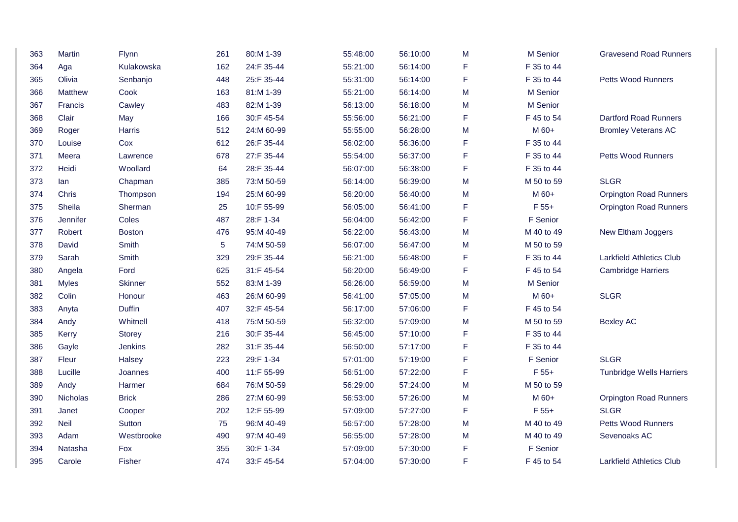| | | | | | | | | | |
|---|---|---|---|---|---|---|---|---|---|
| 363 | Martin | Flynn | 261 | 80:M 1-39 | 55:48:00 | 56:10:00 | M | M Senior | Gravesend Road Runners |
| 364 | Aga | Kulakowska | 162 | 24:F 35-44 | 55:21:00 | 56:14:00 | F | F 35 to 44 | |
| 365 | Olivia | Senbanjo | 448 | 25:F 35-44 | 55:31:00 | 56:14:00 | F | F 35 to 44 | Petts Wood Runners |
| 366 | Matthew | Cook | 163 | 81:M 1-39 | 55:21:00 | 56:14:00 | M | M Senior | |
| 367 | Francis | Cawley | 483 | 82:M 1-39 | 56:13:00 | 56:18:00 | M | M Senior | |
| 368 | Clair | May | 166 | 30:F 45-54 | 55:56:00 | 56:21:00 | F | F 45 to 54 | Dartford Road Runners |
| 369 | Roger | Harris | 512 | 24:M 60-99 | 55:55:00 | 56:28:00 | M | M 60+ | Bromley Veterans AC |
| 370 | Louise | Cox | 612 | 26:F 35-44 | 56:02:00 | 56:36:00 | F | F 35 to 44 | |
| 371 | Meera | Lawrence | 678 | 27:F 35-44 | 55:54:00 | 56:37:00 | F | F 35 to 44 | Petts Wood Runners |
| 372 | Heidi | Woollard | 64 | 28:F 35-44 | 56:07:00 | 56:38:00 | F | F 35 to 44 | |
| 373 | Ian | Chapman | 385 | 73:M 50-59 | 56:14:00 | 56:39:00 | M | M 50 to 59 | SLGR |
| 374 | Chris | Thompson | 194 | 25:M 60-99 | 56:20:00 | 56:40:00 | M | M 60+ | Orpington Road Runners |
| 375 | Sheila | Sherman | 25 | 10:F 55-99 | 56:05:00 | 56:41:00 | F | F 55+ | Orpington Road Runners |
| 376 | Jennifer | Coles | 487 | 28:F 1-34 | 56:04:00 | 56:42:00 | F | F Senior | |
| 377 | Robert | Boston | 476 | 95:M 40-49 | 56:22:00 | 56:43:00 | M | M 40 to 49 | New Eltham Joggers |
| 378 | David | Smith | 5 | 74:M 50-59 | 56:07:00 | 56:47:00 | M | M 50 to 59 | |
| 379 | Sarah | Smith | 329 | 29:F 35-44 | 56:21:00 | 56:48:00 | F | F 35 to 44 | Larkfield Athletics Club |
| 380 | Angela | Ford | 625 | 31:F 45-54 | 56:20:00 | 56:49:00 | F | F 45 to 54 | Cambridge Harriers |
| 381 | Myles | Skinner | 552 | 83:M 1-39 | 56:26:00 | 56:59:00 | M | M Senior | |
| 382 | Colin | Honour | 463 | 26:M 60-99 | 56:41:00 | 57:05:00 | M | M 60+ | SLGR |
| 383 | Anyta | Duffin | 407 | 32:F 45-54 | 56:17:00 | 57:06:00 | F | F 45 to 54 | |
| 384 | Andy | Whitnell | 418 | 75:M 50-59 | 56:32:00 | 57:09:00 | M | M 50 to 59 | Bexley AC |
| 385 | Kerry | Storey | 216 | 30:F 35-44 | 56:45:00 | 57:10:00 | F | F 35 to 44 | |
| 386 | Gayle | Jenkins | 282 | 31:F 35-44 | 56:50:00 | 57:17:00 | F | F 35 to 44 | |
| 387 | Fleur | Halsey | 223 | 29:F 1-34 | 57:01:00 | 57:19:00 | F | F Senior | SLGR |
| 388 | Lucille | Joannes | 400 | 11:F 55-99 | 56:51:00 | 57:22:00 | F | F 55+ | Tunbridge Wells Harriers |
| 389 | Andy | Harmer | 684 | 76:M 50-59 | 56:29:00 | 57:24:00 | M | M 50 to 59 | |
| 390 | Nicholas | Brick | 286 | 27:M 60-99 | 56:53:00 | 57:26:00 | M | M 60+ | Orpington Road Runners |
| 391 | Janet | Cooper | 202 | 12:F 55-99 | 57:09:00 | 57:27:00 | F | F 55+ | SLGR |
| 392 | Neil | Sutton | 75 | 96:M 40-49 | 56:57:00 | 57:28:00 | M | M 40 to 49 | Petts Wood Runners |
| 393 | Adam | Westbrooke | 490 | 97:M 40-49 | 56:55:00 | 57:28:00 | M | M 40 to 49 | Sevenoaks AC |
| 394 | Natasha | Fox | 355 | 30:F 1-34 | 57:09:00 | 57:30:00 | F | F Senior | |
| 395 | Carole | Fisher | 474 | 33:F 45-54 | 57:04:00 | 57:30:00 | F | F 45 to 54 | Larkfield Athletics Club |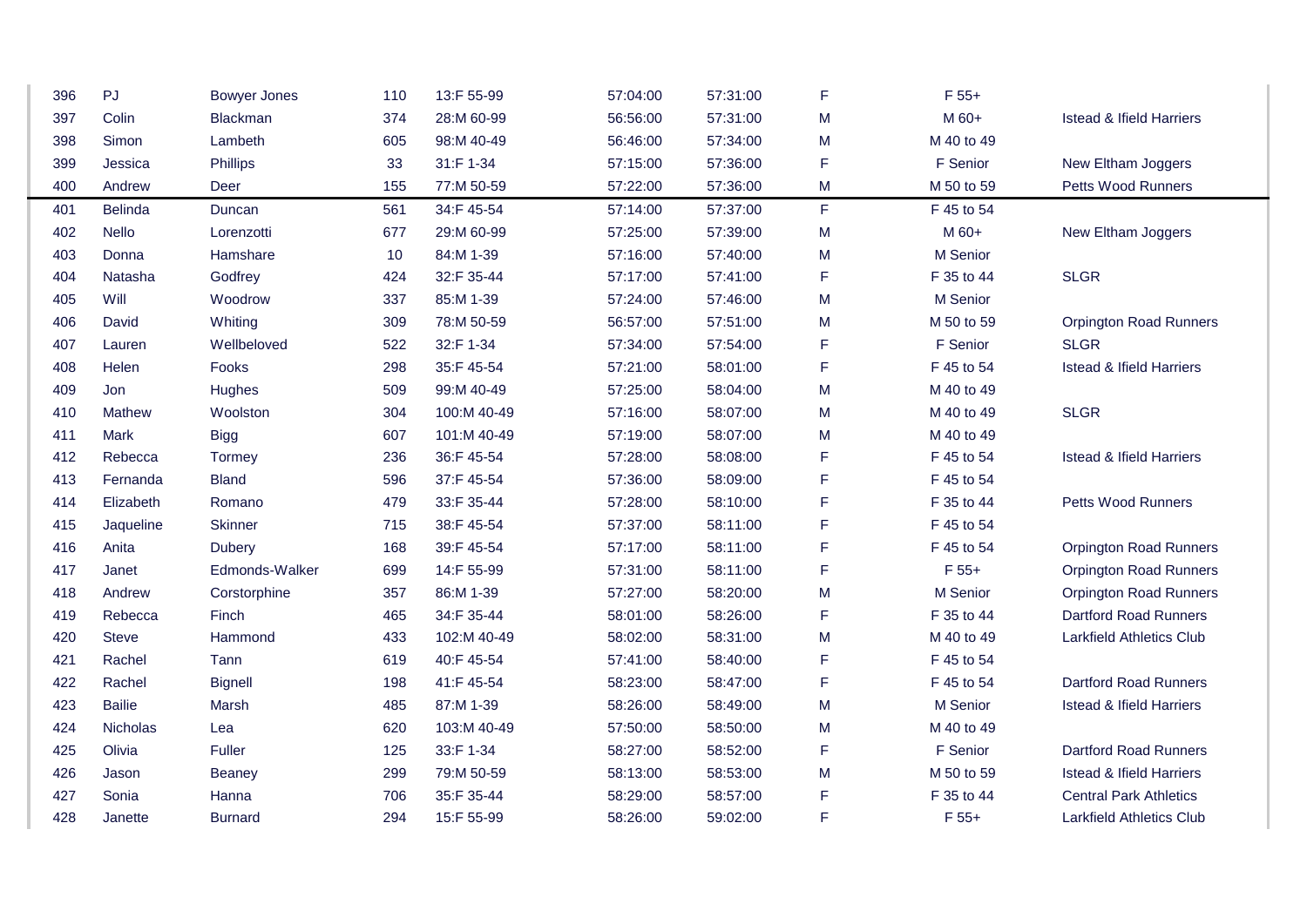| | | | | | | | | | |
|---|---|---|---|---|---|---|---|---|---|
| 396 | PJ | Bowyer Jones | 110 | 13:F 55-99 | 57:04:00 | 57:31:00 | F | F 55+ | |
| 397 | Colin | Blackman | 374 | 28:M 60-99 | 56:56:00 | 57:31:00 | M | M 60+ | Istead & Ifield Harriers |
| 398 | Simon | Lambeth | 605 | 98:M 40-49 | 56:46:00 | 57:34:00 | M | M 40 to 49 | |
| 399 | Jessica | Phillips | 33 | 31:F 1-34 | 57:15:00 | 57:36:00 | F | F Senior | New Eltham Joggers |
| 400 | Andrew | Deer | 155 | 77:M 50-59 | 57:22:00 | 57:36:00 | M | M 50 to 59 | Petts Wood Runners |
| 401 | Belinda | Duncan | 561 | 34:F 45-54 | 57:14:00 | 57:37:00 | F | F 45 to 54 | |
| 402 | Nello | Lorenzotti | 677 | 29:M 60-99 | 57:25:00 | 57:39:00 | M | M 60+ | New Eltham Joggers |
| 403 | Donna | Hamshare | 10 | 84:M 1-39 | 57:16:00 | 57:40:00 | M | M Senior | |
| 404 | Natasha | Godfrey | 424 | 32:F 35-44 | 57:17:00 | 57:41:00 | F | F 35 to 44 | SLGR |
| 405 | Will | Woodrow | 337 | 85:M 1-39 | 57:24:00 | 57:46:00 | M | M Senior | |
| 406 | David | Whiting | 309 | 78:M 50-59 | 56:57:00 | 57:51:00 | M | M 50 to 59 | Orpington Road Runners |
| 407 | Lauren | Wellbeloved | 522 | 32:F 1-34 | 57:34:00 | 57:54:00 | F | F Senior | SLGR |
| 408 | Helen | Fooks | 298 | 35:F 45-54 | 57:21:00 | 58:01:00 | F | F 45 to 54 | Istead & Ifield Harriers |
| 409 | Jon | Hughes | 509 | 99:M 40-49 | 57:25:00 | 58:04:00 | M | M 40 to 49 | |
| 410 | Mathew | Woolston | 304 | 100:M 40-49 | 57:16:00 | 58:07:00 | M | M 40 to 49 | SLGR |
| 411 | Mark | Bigg | 607 | 101:M 40-49 | 57:19:00 | 58:07:00 | M | M 40 to 49 | |
| 412 | Rebecca | Tormey | 236 | 36:F 45-54 | 57:28:00 | 58:08:00 | F | F 45 to 54 | Istead & Ifield Harriers |
| 413 | Fernanda | Bland | 596 | 37:F 45-54 | 57:36:00 | 58:09:00 | F | F 45 to 54 | |
| 414 | Elizabeth | Romano | 479 | 33:F 35-44 | 57:28:00 | 58:10:00 | F | F 35 to 44 | Petts Wood Runners |
| 415 | Jaqueline | Skinner | 715 | 38:F 45-54 | 57:37:00 | 58:11:00 | F | F 45 to 54 | |
| 416 | Anita | Dubery | 168 | 39:F 45-54 | 57:17:00 | 58:11:00 | F | F 45 to 54 | Orpington Road Runners |
| 417 | Janet | Edmonds-Walker | 699 | 14:F 55-99 | 57:31:00 | 58:11:00 | F | F 55+ | Orpington Road Runners |
| 418 | Andrew | Corstorphine | 357 | 86:M 1-39 | 57:27:00 | 58:20:00 | M | M Senior | Orpington Road Runners |
| 419 | Rebecca | Finch | 465 | 34:F 35-44 | 58:01:00 | 58:26:00 | F | F 35 to 44 | Dartford Road Runners |
| 420 | Steve | Hammond | 433 | 102:M 40-49 | 58:02:00 | 58:31:00 | M | M 40 to 49 | Larkfield Athletics Club |
| 421 | Rachel | Tann | 619 | 40:F 45-54 | 57:41:00 | 58:40:00 | F | F 45 to 54 | |
| 422 | Rachel | Bignell | 198 | 41:F 45-54 | 58:23:00 | 58:47:00 | F | F 45 to 54 | Dartford Road Runners |
| 423 | Bailie | Marsh | 485 | 87:M 1-39 | 58:26:00 | 58:49:00 | M | M Senior | Istead & Ifield Harriers |
| 424 | Nicholas | Lea | 620 | 103:M 40-49 | 57:50:00 | 58:50:00 | M | M 40 to 49 | |
| 425 | Olivia | Fuller | 125 | 33:F 1-34 | 58:27:00 | 58:52:00 | F | F Senior | Dartford Road Runners |
| 426 | Jason | Beaney | 299 | 79:M 50-59 | 58:13:00 | 58:53:00 | M | M 50 to 59 | Istead & Ifield Harriers |
| 427 | Sonia | Hanna | 706 | 35:F 35-44 | 58:29:00 | 58:57:00 | F | F 35 to 44 | Central Park Athletics |
| 428 | Janette | Burnard | 294 | 15:F 55-99 | 58:26:00 | 59:02:00 | F | F 55+ | Larkfield Athletics Club |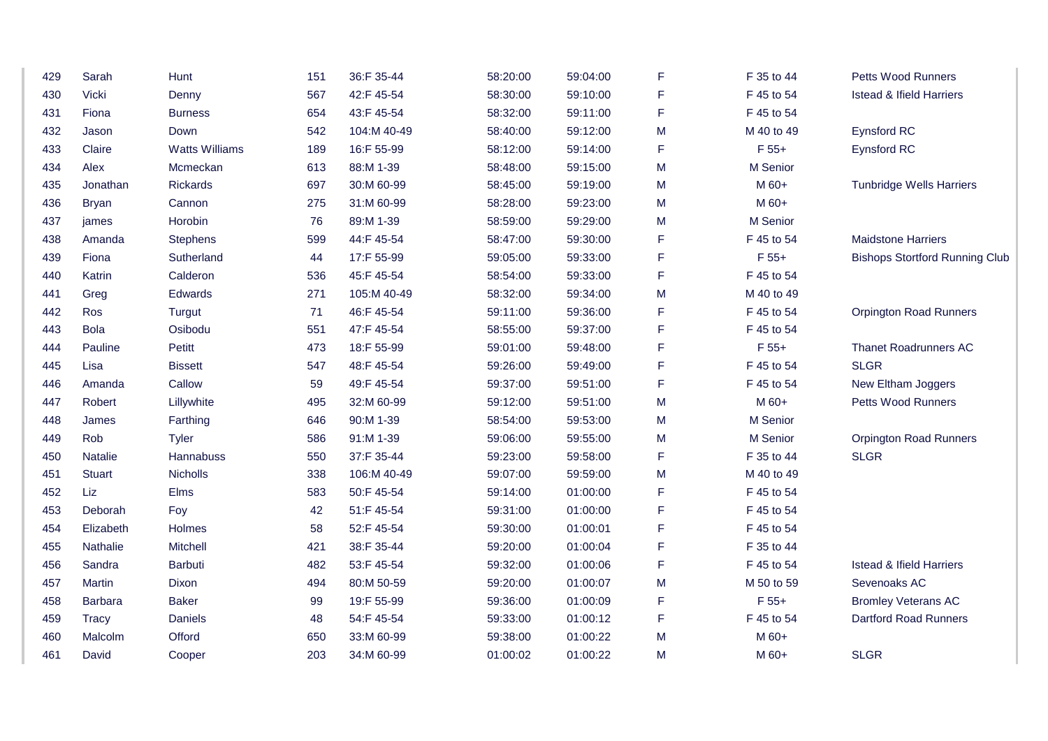| | | | | | | | | | |
|---|---|---|---|---|---|---|---|---|---|
| 429 | Sarah | Hunt | 151 | 36:F 35-44 | 58:20:00 | 59:04:00 | F | F 35 to 44 | Petts Wood Runners |
| 430 | Vicki | Denny | 567 | 42:F 45-54 | 58:30:00 | 59:10:00 | F | F 45 to 54 | Istead & Ifield Harriers |
| 431 | Fiona | Burness | 654 | 43:F 45-54 | 58:32:00 | 59:11:00 | F | F 45 to 54 | |
| 432 | Jason | Down | 542 | 104:M 40-49 | 58:40:00 | 59:12:00 | M | M 40 to 49 | Eynsford RC |
| 433 | Claire | Watts Williams | 189 | 16:F 55-99 | 58:12:00 | 59:14:00 | F | F 55+ | Eynsford RC |
| 434 | Alex | Mcmeckan | 613 | 88:M 1-39 | 58:48:00 | 59:15:00 | M | M Senior | |
| 435 | Jonathan | Rickards | 697 | 30:M 60-99 | 58:45:00 | 59:19:00 | M | M 60+ | Tunbridge Wells Harriers |
| 436 | Bryan | Cannon | 275 | 31:M 60-99 | 58:28:00 | 59:23:00 | M | M 60+ | |
| 437 | james | Horobin | 76 | 89:M 1-39 | 58:59:00 | 59:29:00 | M | M Senior | |
| 438 | Amanda | Stephens | 599 | 44:F 45-54 | 58:47:00 | 59:30:00 | F | F 45 to 54 | Maidstone Harriers |
| 439 | Fiona | Sutherland | 44 | 17:F 55-99 | 59:05:00 | 59:33:00 | F | F 55+ | Bishops Stortford Running Club |
| 440 | Katrin | Calderon | 536 | 45:F 45-54 | 58:54:00 | 59:33:00 | F | F 45 to 54 | |
| 441 | Greg | Edwards | 271 | 105:M 40-49 | 58:32:00 | 59:34:00 | M | M 40 to 49 | |
| 442 | Ros | Turgut | 71 | 46:F 45-54 | 59:11:00 | 59:36:00 | F | F 45 to 54 | Orpington Road Runners |
| 443 | Bola | Osibodu | 551 | 47:F 45-54 | 58:55:00 | 59:37:00 | F | F 45 to 54 | |
| 444 | Pauline | Petitt | 473 | 18:F 55-99 | 59:01:00 | 59:48:00 | F | F 55+ | Thanet Roadrunners AC |
| 445 | Lisa | Bissett | 547 | 48:F 45-54 | 59:26:00 | 59:49:00 | F | F 45 to 54 | SLGR |
| 446 | Amanda | Callow | 59 | 49:F 45-54 | 59:37:00 | 59:51:00 | F | F 45 to 54 | New Eltham Joggers |
| 447 | Robert | Lillywhite | 495 | 32:M 60-99 | 59:12:00 | 59:51:00 | M | M 60+ | Petts Wood Runners |
| 448 | James | Farthing | 646 | 90:M 1-39 | 58:54:00 | 59:53:00 | M | M Senior | |
| 449 | Rob | Tyler | 586 | 91:M 1-39 | 59:06:00 | 59:55:00 | M | M Senior | Orpington Road Runners |
| 450 | Natalie | Hannabuss | 550 | 37:F 35-44 | 59:23:00 | 59:58:00 | F | F 35 to 44 | SLGR |
| 451 | Stuart | Nicholls | 338 | 106:M 40-49 | 59:07:00 | 59:59:00 | M | M 40 to 49 | |
| 452 | Liz | Elms | 583 | 50:F 45-54 | 59:14:00 | 01:00:00 | F | F 45 to 54 | |
| 453 | Deborah | Foy | 42 | 51:F 45-54 | 59:31:00 | 01:00:00 | F | F 45 to 54 | |
| 454 | Elizabeth | Holmes | 58 | 52:F 45-54 | 59:30:00 | 01:00:01 | F | F 45 to 54 | |
| 455 | Nathalie | Mitchell | 421 | 38:F 35-44 | 59:20:00 | 01:00:04 | F | F 35 to 44 | |
| 456 | Sandra | Barbuti | 482 | 53:F 45-54 | 59:32:00 | 01:00:06 | F | F 45 to 54 | Istead & Ifield Harriers |
| 457 | Martin | Dixon | 494 | 80:M 50-59 | 59:20:00 | 01:00:07 | M | M 50 to 59 | Sevenoaks AC |
| 458 | Barbara | Baker | 99 | 19:F 55-99 | 59:36:00 | 01:00:09 | F | F 55+ | Bromley Veterans AC |
| 459 | Tracy | Daniels | 48 | 54:F 45-54 | 59:33:00 | 01:00:12 | F | F 45 to 54 | Dartford Road Runners |
| 460 | Malcolm | Offord | 650 | 33:M 60-99 | 59:38:00 | 01:00:22 | M | M 60+ | |
| 461 | David | Cooper | 203 | 34:M 60-99 | 01:00:02 | 01:00:22 | M | M 60+ | SLGR |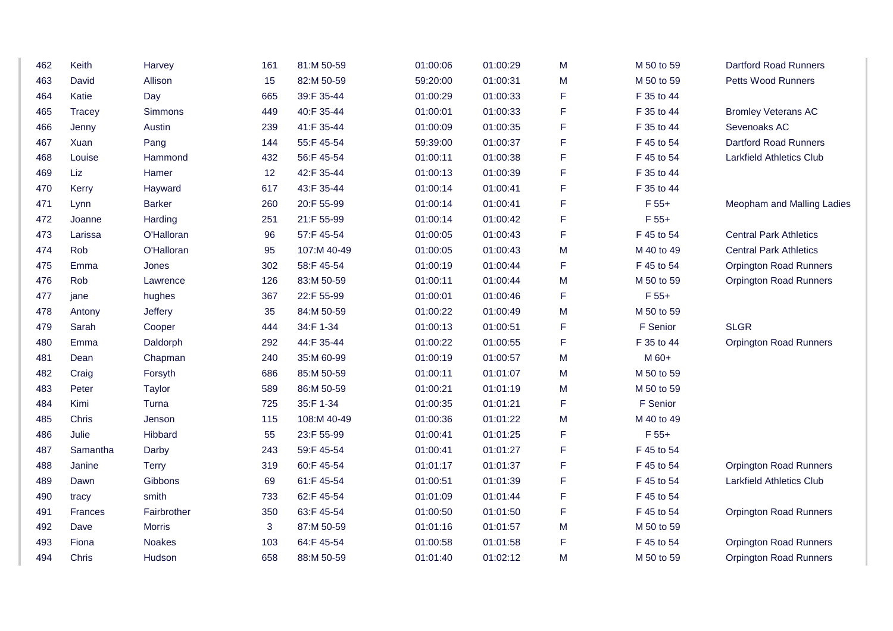| | | | | | | | | | |
|---|---|---|---|---|---|---|---|---|---|
| 462 | Keith | Harvey | 161 | 81:M 50-59 | 01:00:06 | 01:00:29 | M | M 50 to 59 | Dartford Road Runners |
| 463 | David | Allison | 15 | 82:M 50-59 | 59:20:00 | 01:00:31 | M | M 50 to 59 | Petts Wood Runners |
| 464 | Katie | Day | 665 | 39:F 35-44 | 01:00:29 | 01:00:33 | F | F 35 to 44 | |
| 465 | Tracey | Simmons | 449 | 40:F 35-44 | 01:00:01 | 01:00:33 | F | F 35 to 44 | Bromley Veterans AC |
| 466 | Jenny | Austin | 239 | 41:F 35-44 | 01:00:09 | 01:00:35 | F | F 35 to 44 | Sevenoaks AC |
| 467 | Xuan | Pang | 144 | 55:F 45-54 | 59:39:00 | 01:00:37 | F | F 45 to 54 | Dartford Road Runners |
| 468 | Louise | Hammond | 432 | 56:F 45-54 | 01:00:11 | 01:00:38 | F | F 45 to 54 | Larkfield Athletics Club |
| 469 | Liz | Hamer | 12 | 42:F 35-44 | 01:00:13 | 01:00:39 | F | F 35 to 44 | |
| 470 | Kerry | Hayward | 617 | 43:F 35-44 | 01:00:14 | 01:00:41 | F | F 35 to 44 | |
| 471 | Lynn | Barker | 260 | 20:F 55-99 | 01:00:14 | 01:00:41 | F | F 55+ | Meopham and Malling Ladies |
| 472 | Joanne | Harding | 251 | 21:F 55-99 | 01:00:14 | 01:00:42 | F | F 55+ | |
| 473 | Larissa | O'Halloran | 96 | 57:F 45-54 | 01:00:05 | 01:00:43 | F | F 45 to 54 | Central Park Athletics |
| 474 | Rob | O'Halloran | 95 | 107:M 40-49 | 01:00:05 | 01:00:43 | M | M 40 to 49 | Central Park Athletics |
| 475 | Emma | Jones | 302 | 58:F 45-54 | 01:00:19 | 01:00:44 | F | F 45 to 54 | Orpington Road Runners |
| 476 | Rob | Lawrence | 126 | 83:M 50-59 | 01:00:11 | 01:00:44 | M | M 50 to 59 | Orpington Road Runners |
| 477 | jane | hughes | 367 | 22:F 55-99 | 01:00:01 | 01:00:46 | F | F 55+ | |
| 478 | Antony | Jeffery | 35 | 84:M 50-59 | 01:00:22 | 01:00:49 | M | M 50 to 59 | |
| 479 | Sarah | Cooper | 444 | 34:F 1-34 | 01:00:13 | 01:00:51 | F | F Senior | SLGR |
| 480 | Emma | Daldorph | 292 | 44:F 35-44 | 01:00:22 | 01:00:55 | F | F 35 to 44 | Orpington Road Runners |
| 481 | Dean | Chapman | 240 | 35:M 60-99 | 01:00:19 | 01:00:57 | M | M 60+ | |
| 482 | Craig | Forsyth | 686 | 85:M 50-59 | 01:00:11 | 01:01:07 | M | M 50 to 59 | |
| 483 | Peter | Taylor | 589 | 86:M 50-59 | 01:00:21 | 01:01:19 | M | M 50 to 59 | |
| 484 | Kimi | Turna | 725 | 35:F 1-34 | 01:00:35 | 01:01:21 | F | F Senior | |
| 485 | Chris | Jenson | 115 | 108:M 40-49 | 01:00:36 | 01:01:22 | M | M 40 to 49 | |
| 486 | Julie | Hibbard | 55 | 23:F 55-99 | 01:00:41 | 01:01:25 | F | F 55+ | |
| 487 | Samantha | Darby | 243 | 59:F 45-54 | 01:00:41 | 01:01:27 | F | F 45 to 54 | |
| 488 | Janine | Terry | 319 | 60:F 45-54 | 01:01:17 | 01:01:37 | F | F 45 to 54 | Orpington Road Runners |
| 489 | Dawn | Gibbons | 69 | 61:F 45-54 | 01:00:51 | 01:01:39 | F | F 45 to 54 | Larkfield Athletics Club |
| 490 | tracy | smith | 733 | 62:F 45-54 | 01:01:09 | 01:01:44 | F | F 45 to 54 | |
| 491 | Frances | Fairbrother | 350 | 63:F 45-54 | 01:00:50 | 01:01:50 | F | F 45 to 54 | Orpington Road Runners |
| 492 | Dave | Morris | 3 | 87:M 50-59 | 01:01:16 | 01:01:57 | M | M 50 to 59 | |
| 493 | Fiona | Noakes | 103 | 64:F 45-54 | 01:00:58 | 01:01:58 | F | F 45 to 54 | Orpington Road Runners |
| 494 | Chris | Hudson | 658 | 88:M 50-59 | 01:01:40 | 01:02:12 | M | M 50 to 59 | Orpington Road Runners |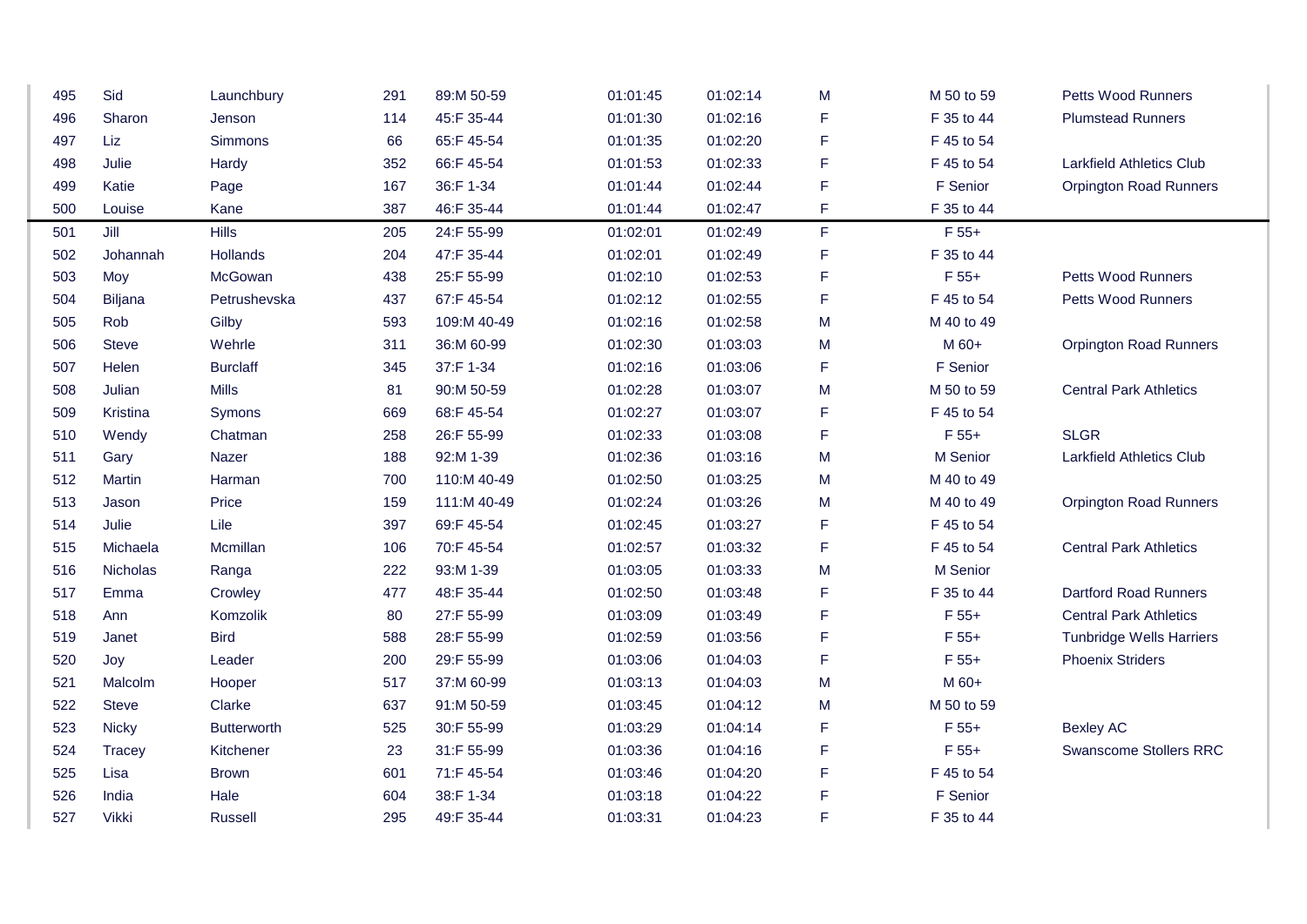| | | | | | | | | | |
|---|---|---|---|---|---|---|---|---|---|
| 495 | Sid | Launchbury | 291 | 89:M 50-59 | 01:01:45 | 01:02:14 | M | M 50 to 59 | Petts Wood Runners |
| 496 | Sharon | Jenson | 114 | 45:F 35-44 | 01:01:30 | 01:02:16 | F | F 35 to 44 | Plumstead Runners |
| 497 | Liz | Simmons | 66 | 65:F 45-54 | 01:01:35 | 01:02:20 | F | F 45 to 54 | |
| 498 | Julie | Hardy | 352 | 66:F 45-54 | 01:01:53 | 01:02:33 | F | F 45 to 54 | Larkfield Athletics Club |
| 499 | Katie | Page | 167 | 36:F 1-34 | 01:01:44 | 01:02:44 | F | F Senior | Orpington Road Runners |
| 500 | Louise | Kane | 387 | 46:F 35-44 | 01:01:44 | 01:02:47 | F | F 35 to 44 | |
| 501 | Jill | Hills | 205 | 24:F 55-99 | 01:02:01 | 01:02:49 | F | F 55+ | |
| 502 | Johannah | Hollands | 204 | 47:F 35-44 | 01:02:01 | 01:02:49 | F | F 35 to 44 | |
| 503 | Moy | McGowan | 438 | 25:F 55-99 | 01:02:10 | 01:02:53 | F | F 55+ | Petts Wood Runners |
| 504 | Biljana | Petrushevska | 437 | 67:F 45-54 | 01:02:12 | 01:02:55 | F | F 45 to 54 | Petts Wood Runners |
| 505 | Rob | Gilby | 593 | 109:M 40-49 | 01:02:16 | 01:02:58 | M | M 40 to 49 | |
| 506 | Steve | Wehrle | 311 | 36:M 60-99 | 01:02:30 | 01:03:03 | M | M 60+ | Orpington Road Runners |
| 507 | Helen | Burclaff | 345 | 37:F 1-34 | 01:02:16 | 01:03:06 | F | F Senior | |
| 508 | Julian | Mills | 81 | 90:M 50-59 | 01:02:28 | 01:03:07 | M | M 50 to 59 | Central Park Athletics |
| 509 | Kristina | Symons | 669 | 68:F 45-54 | 01:02:27 | 01:03:07 | F | F 45 to 54 | |
| 510 | Wendy | Chatman | 258 | 26:F 55-99 | 01:02:33 | 01:03:08 | F | F 55+ | SLGR |
| 511 | Gary | Nazer | 188 | 92:M 1-39 | 01:02:36 | 01:03:16 | M | M Senior | Larkfield Athletics Club |
| 512 | Martin | Harman | 700 | 110:M 40-49 | 01:02:50 | 01:03:25 | M | M 40 to 49 | |
| 513 | Jason | Price | 159 | 111:M 40-49 | 01:02:24 | 01:03:26 | M | M 40 to 49 | Orpington Road Runners |
| 514 | Julie | Lile | 397 | 69:F 45-54 | 01:02:45 | 01:03:27 | F | F 45 to 54 | |
| 515 | Michaela | Mcmillan | 106 | 70:F 45-54 | 01:02:57 | 01:03:32 | F | F 45 to 54 | Central Park Athletics |
| 516 | Nicholas | Ranga | 222 | 93:M 1-39 | 01:03:05 | 01:03:33 | M | M Senior | |
| 517 | Emma | Crowley | 477 | 48:F 35-44 | 01:02:50 | 01:03:48 | F | F 35 to 44 | Dartford Road Runners |
| 518 | Ann | Komzolik | 80 | 27:F 55-99 | 01:03:09 | 01:03:49 | F | F 55+ | Central Park Athletics |
| 519 | Janet | Bird | 588 | 28:F 55-99 | 01:02:59 | 01:03:56 | F | F 55+ | Tunbridge Wells Harriers |
| 520 | Joy | Leader | 200 | 29:F 55-99 | 01:03:06 | 01:04:03 | F | F 55+ | Phoenix Striders |
| 521 | Malcolm | Hooper | 517 | 37:M 60-99 | 01:03:13 | 01:04:03 | M | M 60+ | |
| 522 | Steve | Clarke | 637 | 91:M 50-59 | 01:03:45 | 01:04:12 | M | M 50 to 59 | |
| 523 | Nicky | Butterworth | 525 | 30:F 55-99 | 01:03:29 | 01:04:14 | F | F 55+ | Bexley AC |
| 524 | Tracey | Kitchener | 23 | 31:F 55-99 | 01:03:36 | 01:04:16 | F | F 55+ | Swanscome Stollers RRC |
| 525 | Lisa | Brown | 601 | 71:F 45-54 | 01:03:46 | 01:04:20 | F | F 45 to 54 | |
| 526 | India | Hale | 604 | 38:F 1-34 | 01:03:18 | 01:04:22 | F | F Senior | |
| 527 | Vikki | Russell | 295 | 49:F 35-44 | 01:03:31 | 01:04:23 | F | F 35 to 44 | |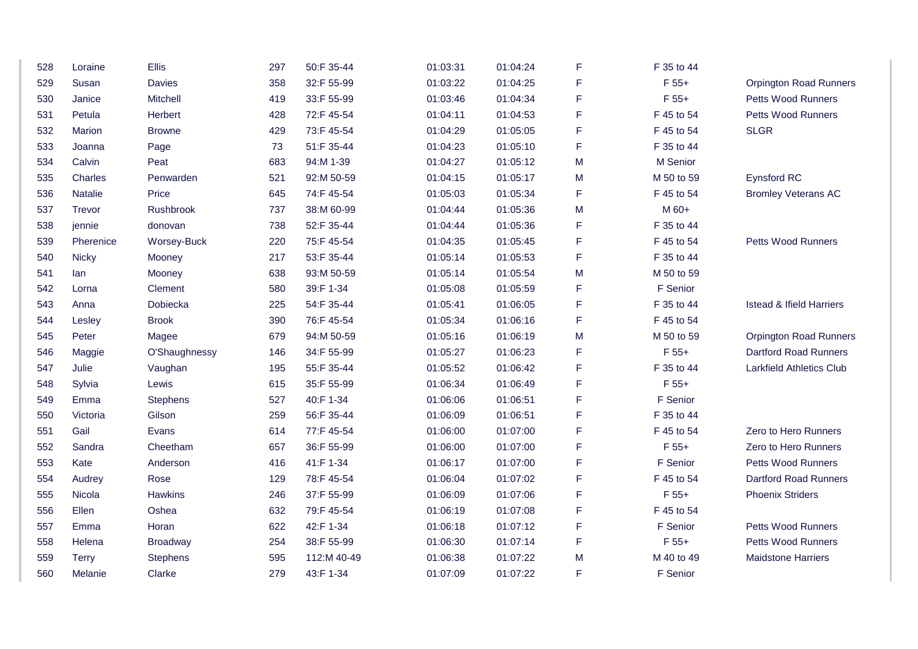| | | | | | | | | | |
|---|---|---|---|---|---|---|---|---|---|
| 528 | Loraine | Ellis | 297 | 50:F 35-44 | 01:03:31 | 01:04:24 | F | F 35 to 44 | |
| 529 | Susan | Davies | 358 | 32:F 55-99 | 01:03:22 | 01:04:25 | F | F 55+ | Orpington Road Runners |
| 530 | Janice | Mitchell | 419 | 33:F 55-99 | 01:03:46 | 01:04:34 | F | F 55+ | Petts Wood Runners |
| 531 | Petula | Herbert | 428 | 72:F 45-54 | 01:04:11 | 01:04:53 | F | F 45 to 54 | Petts Wood Runners |
| 532 | Marion | Browne | 429 | 73:F 45-54 | 01:04:29 | 01:05:05 | F | F 45 to 54 | SLGR |
| 533 | Joanna | Page | 73 | 51:F 35-44 | 01:04:23 | 01:05:10 | F | F 35 to 44 | |
| 534 | Calvin | Peat | 683 | 94:M 1-39 | 01:04:27 | 01:05:12 | M | M Senior | |
| 535 | Charles | Penwarden | 521 | 92:M 50-59 | 01:04:15 | 01:05:17 | M | M 50 to 59 | Eynsford RC |
| 536 | Natalie | Price | 645 | 74:F 45-54 | 01:05:03 | 01:05:34 | F | F 45 to 54 | Bromley Veterans AC |
| 537 | Trevor | Rushbrook | 737 | 38:M 60-99 | 01:04:44 | 01:05:36 | M | M 60+ | |
| 538 | jennie | donovan | 738 | 52:F 35-44 | 01:04:44 | 01:05:36 | F | F 35 to 44 | |
| 539 | Pherenice | Worsey-Buck | 220 | 75:F 45-54 | 01:04:35 | 01:05:45 | F | F 45 to 54 | Petts Wood Runners |
| 540 | Nicky | Mooney | 217 | 53:F 35-44 | 01:05:14 | 01:05:53 | F | F 35 to 44 | |
| 541 | Ian | Mooney | 638 | 93:M 50-59 | 01:05:14 | 01:05:54 | M | M 50 to 59 | |
| 542 | Lorna | Clement | 580 | 39:F 1-34 | 01:05:08 | 01:05:59 | F | F Senior | |
| 543 | Anna | Dobiecka | 225 | 54:F 35-44 | 01:05:41 | 01:06:05 | F | F 35 to 44 | Istead & Ifield Harriers |
| 544 | Lesley | Brook | 390 | 76:F 45-54 | 01:05:34 | 01:06:16 | F | F 45 to 54 | |
| 545 | Peter | Magee | 679 | 94:M 50-59 | 01:05:16 | 01:06:19 | M | M 50 to 59 | Orpington Road Runners |
| 546 | Maggie | O'Shaughnessy | 146 | 34:F 55-99 | 01:05:27 | 01:06:23 | F | F 55+ | Dartford Road Runners |
| 547 | Julie | Vaughan | 195 | 55:F 35-44 | 01:05:52 | 01:06:42 | F | F 35 to 44 | Larkfield Athletics Club |
| 548 | Sylvia | Lewis | 615 | 35:F 55-99 | 01:06:34 | 01:06:49 | F | F 55+ | |
| 549 | Emma | Stephens | 527 | 40:F 1-34 | 01:06:06 | 01:06:51 | F | F Senior | |
| 550 | Victoria | Gilson | 259 | 56:F 35-44 | 01:06:09 | 01:06:51 | F | F 35 to 44 | |
| 551 | Gail | Evans | 614 | 77:F 45-54 | 01:06:00 | 01:07:00 | F | F 45 to 54 | Zero to Hero Runners |
| 552 | Sandra | Cheetham | 657 | 36:F 55-99 | 01:06:00 | 01:07:00 | F | F 55+ | Zero to Hero Runners |
| 553 | Kate | Anderson | 416 | 41:F 1-34 | 01:06:17 | 01:07:00 | F | F Senior | Petts Wood Runners |
| 554 | Audrey | Rose | 129 | 78:F 45-54 | 01:06:04 | 01:07:02 | F | F 45 to 54 | Dartford Road Runners |
| 555 | Nicola | Hawkins | 246 | 37:F 55-99 | 01:06:09 | 01:07:06 | F | F 55+ | Phoenix Striders |
| 556 | Ellen | Oshea | 632 | 79:F 45-54 | 01:06:19 | 01:07:08 | F | F 45 to 54 | |
| 557 | Emma | Horan | 622 | 42:F 1-34 | 01:06:18 | 01:07:12 | F | F Senior | Petts Wood Runners |
| 558 | Helena | Broadway | 254 | 38:F 55-99 | 01:06:30 | 01:07:14 | F | F 55+ | Petts Wood Runners |
| 559 | Terry | Stephens | 595 | 112:M 40-49 | 01:06:38 | 01:07:22 | M | M 40 to 49 | Maidstone Harriers |
| 560 | Melanie | Clarke | 279 | 43:F 1-34 | 01:07:09 | 01:07:22 | F | F Senior | |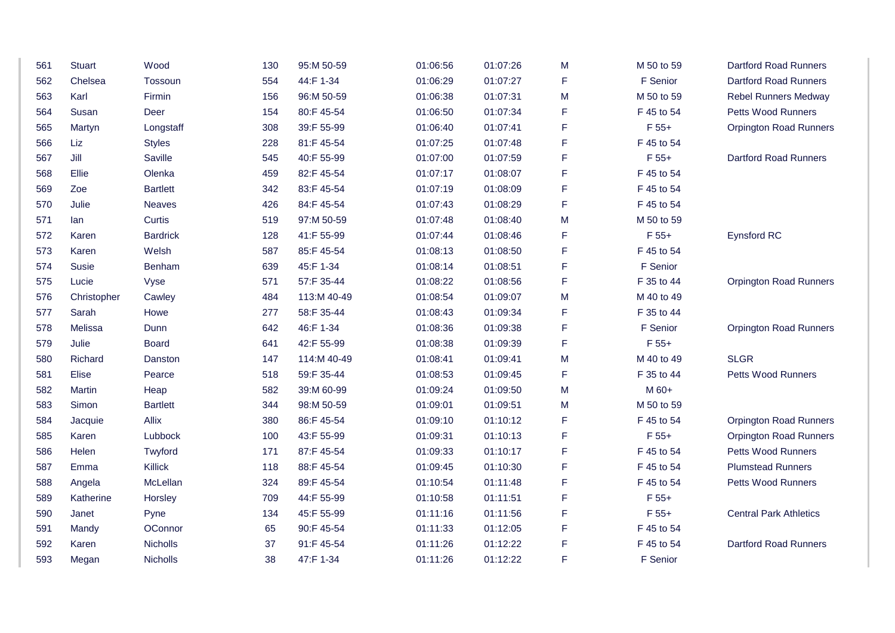| | | | | | | | | | |
|---|---|---|---|---|---|---|---|---|---|
| 561 | Stuart | Wood | 130 | 95:M 50-59 | 01:06:56 | 01:07:26 | M | M 50 to 59 | Dartford Road Runners |
| 562 | Chelsea | Tossoun | 554 | 44:F 1-34 | 01:06:29 | 01:07:27 | F | F Senior | Dartford Road Runners |
| 563 | Karl | Firmin | 156 | 96:M 50-59 | 01:06:38 | 01:07:31 | M | M 50 to 59 | Rebel Runners Medway |
| 564 | Susan | Deer | 154 | 80:F 45-54 | 01:06:50 | 01:07:34 | F | F 45 to 54 | Petts Wood Runners |
| 565 | Martyn | Longstaff | 308 | 39:F 55-99 | 01:06:40 | 01:07:41 | F | F 55+ | Orpington Road Runners |
| 566 | Liz | Styles | 228 | 81:F 45-54 | 01:07:25 | 01:07:48 | F | F 45 to 54 | |
| 567 | Jill | Saville | 545 | 40:F 55-99 | 01:07:00 | 01:07:59 | F | F 55+ | Dartford Road Runners |
| 568 | Ellie | Olenka | 459 | 82:F 45-54 | 01:07:17 | 01:08:07 | F | F 45 to 54 | |
| 569 | Zoe | Bartlett | 342 | 83:F 45-54 | 01:07:19 | 01:08:09 | F | F 45 to 54 | |
| 570 | Julie | Neaves | 426 | 84:F 45-54 | 01:07:43 | 01:08:29 | F | F 45 to 54 | |
| 571 | Ian | Curtis | 519 | 97:M 50-59 | 01:07:48 | 01:08:40 | M | M 50 to 59 | |
| 572 | Karen | Bardrick | 128 | 41:F 55-99 | 01:07:44 | 01:08:46 | F | F 55+ | Eynsford RC |
| 573 | Karen | Welsh | 587 | 85:F 45-54 | 01:08:13 | 01:08:50 | F | F 45 to 54 | |
| 574 | Susie | Benham | 639 | 45:F 1-34 | 01:08:14 | 01:08:51 | F | F Senior | |
| 575 | Lucie | Vyse | 571 | 57:F 35-44 | 01:08:22 | 01:08:56 | F | F 35 to 44 | Orpington Road Runners |
| 576 | Christopher | Cawley | 484 | 113:M 40-49 | 01:08:54 | 01:09:07 | M | M 40 to 49 | |
| 577 | Sarah | Howe | 277 | 58:F 35-44 | 01:08:43 | 01:09:34 | F | F 35 to 44 | |
| 578 | Melissa | Dunn | 642 | 46:F 1-34 | 01:08:36 | 01:09:38 | F | F Senior | Orpington Road Runners |
| 579 | Julie | Board | 641 | 42:F 55-99 | 01:08:38 | 01:09:39 | F | F 55+ | |
| 580 | Richard | Danston | 147 | 114:M 40-49 | 01:08:41 | 01:09:41 | M | M 40 to 49 | SLGR |
| 581 | Elise | Pearce | 518 | 59:F 35-44 | 01:08:53 | 01:09:45 | F | F 35 to 44 | Petts Wood Runners |
| 582 | Martin | Heap | 582 | 39:M 60-99 | 01:09:24 | 01:09:50 | M | M 60+ | |
| 583 | Simon | Bartlett | 344 | 98:M 50-59 | 01:09:01 | 01:09:51 | M | M 50 to 59 | |
| 584 | Jacquie | Allix | 380 | 86:F 45-54 | 01:09:10 | 01:10:12 | F | F 45 to 54 | Orpington Road Runners |
| 585 | Karen | Lubbock | 100 | 43:F 55-99 | 01:09:31 | 01:10:13 | F | F 55+ | Orpington Road Runners |
| 586 | Helen | Twyford | 171 | 87:F 45-54 | 01:09:33 | 01:10:17 | F | F 45 to 54 | Petts Wood Runners |
| 587 | Emma | Killick | 118 | 88:F 45-54 | 01:09:45 | 01:10:30 | F | F 45 to 54 | Plumstead Runners |
| 588 | Angela | McLellan | 324 | 89:F 45-54 | 01:10:54 | 01:11:48 | F | F 45 to 54 | Petts Wood Runners |
| 589 | Katherine | Horsley | 709 | 44:F 55-99 | 01:10:58 | 01:11:51 | F | F 55+ | |
| 590 | Janet | Pyne | 134 | 45:F 55-99 | 01:11:16 | 01:11:56 | F | F 55+ | Central Park Athletics |
| 591 | Mandy | OConnor | 65 | 90:F 45-54 | 01:11:33 | 01:12:05 | F | F 45 to 54 | |
| 592 | Karen | Nicholls | 37 | 91:F 45-54 | 01:11:26 | 01:12:22 | F | F 45 to 54 | Dartford Road Runners |
| 593 | Megan | Nicholls | 38 | 47:F 1-34 | 01:11:26 | 01:12:22 | F | F Senior | |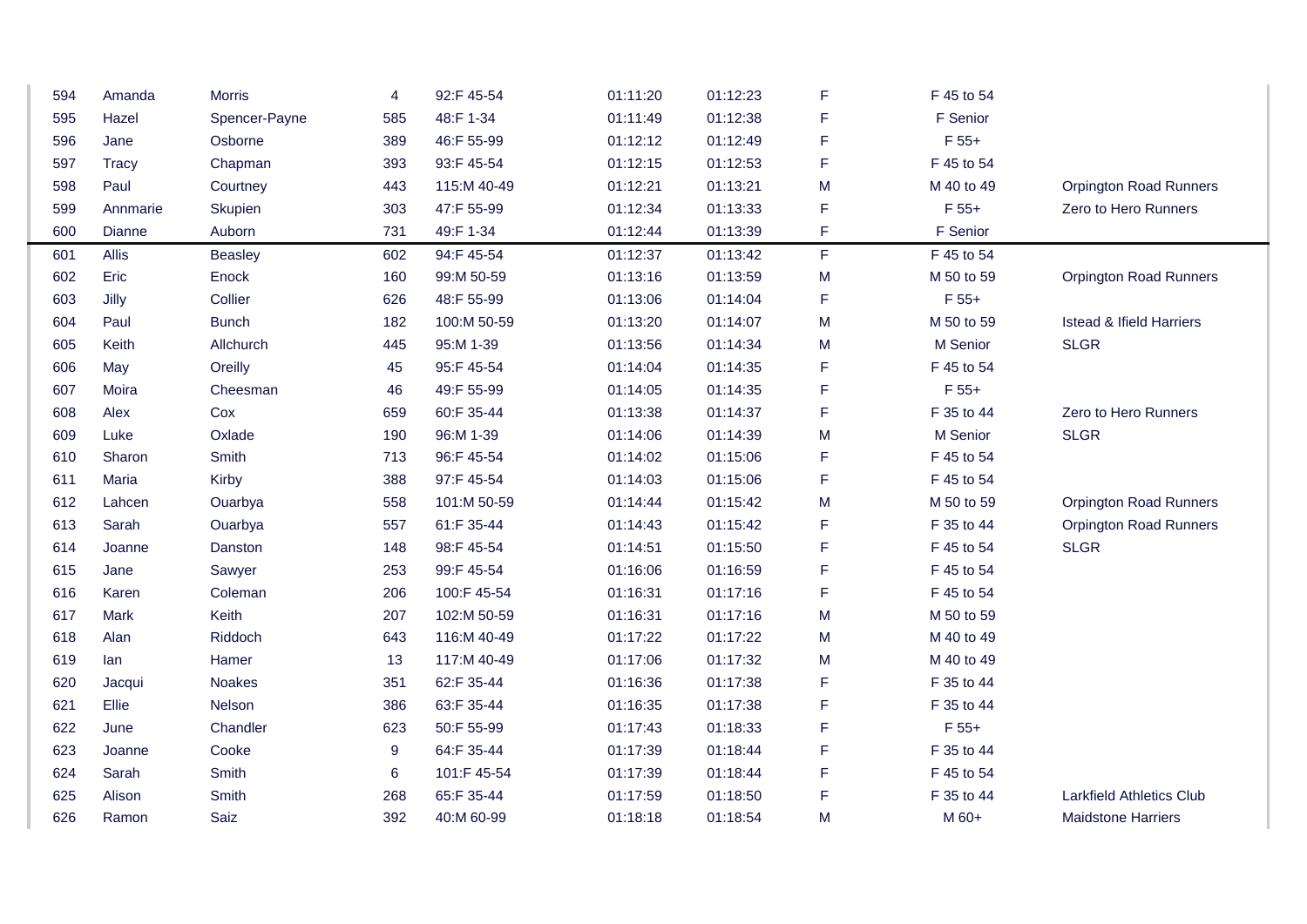| | | | | | | | | | |
|---|---|---|---|---|---|---|---|---|---|
| 594 | Amanda | Morris | 4 | 92:F 45-54 | 01:11:20 | 01:12:23 | F | F 45 to 54 | |
| 595 | Hazel | Spencer-Payne | 585 | 48:F 1-34 | 01:11:49 | 01:12:38 | F | F Senior | |
| 596 | Jane | Osborne | 389 | 46:F 55-99 | 01:12:12 | 01:12:49 | F | F 55+ | |
| 597 | Tracy | Chapman | 393 | 93:F 45-54 | 01:12:15 | 01:12:53 | F | F 45 to 54 | |
| 598 | Paul | Courtney | 443 | 115:M 40-49 | 01:12:21 | 01:13:21 | M | M 40 to 49 | Orpington Road Runners |
| 599 | Annmarie | Skupien | 303 | 47:F 55-99 | 01:12:34 | 01:13:33 | F | F 55+ | Zero to Hero Runners |
| 600 | Dianne | Auborn | 731 | 49:F 1-34 | 01:12:44 | 01:13:39 | F | F Senior | |
| 601 | Allis | Beasley | 602 | 94:F 45-54 | 01:12:37 | 01:13:42 | F | F 45 to 54 | |
| 602 | Eric | Enock | 160 | 99:M 50-59 | 01:13:16 | 01:13:59 | M | M 50 to 59 | Orpington Road Runners |
| 603 | Jilly | Collier | 626 | 48:F 55-99 | 01:13:06 | 01:14:04 | F | F 55+ | |
| 604 | Paul | Bunch | 182 | 100:M 50-59 | 01:13:20 | 01:14:07 | M | M 50 to 59 | Istead & Ifield Harriers |
| 605 | Keith | Allchurch | 445 | 95:M 1-39 | 01:13:56 | 01:14:34 | M | M Senior | SLGR |
| 606 | May | Oreilly | 45 | 95:F 45-54 | 01:14:04 | 01:14:35 | F | F 45 to 54 | |
| 607 | Moira | Cheesman | 46 | 49:F 55-99 | 01:14:05 | 01:14:35 | F | F 55+ | |
| 608 | Alex | Cox | 659 | 60:F 35-44 | 01:13:38 | 01:14:37 | F | F 35 to 44 | Zero to Hero Runners |
| 609 | Luke | Oxlade | 190 | 96:M 1-39 | 01:14:06 | 01:14:39 | M | M Senior | SLGR |
| 610 | Sharon | Smith | 713 | 96:F 45-54 | 01:14:02 | 01:15:06 | F | F 45 to 54 | |
| 611 | Maria | Kirby | 388 | 97:F 45-54 | 01:14:03 | 01:15:06 | F | F 45 to 54 | |
| 612 | Lahcen | Ouarbya | 558 | 101:M 50-59 | 01:14:44 | 01:15:42 | M | M 50 to 59 | Orpington Road Runners |
| 613 | Sarah | Ouarbya | 557 | 61:F 35-44 | 01:14:43 | 01:15:42 | F | F 35 to 44 | Orpington Road Runners |
| 614 | Joanne | Danston | 148 | 98:F 45-54 | 01:14:51 | 01:15:50 | F | F 45 to 54 | SLGR |
| 615 | Jane | Sawyer | 253 | 99:F 45-54 | 01:16:06 | 01:16:59 | F | F 45 to 54 | |
| 616 | Karen | Coleman | 206 | 100:F 45-54 | 01:16:31 | 01:17:16 | F | F 45 to 54 | |
| 617 | Mark | Keith | 207 | 102:M 50-59 | 01:16:31 | 01:17:16 | M | M 50 to 59 | |
| 618 | Alan | Riddoch | 643 | 116:M 40-49 | 01:17:22 | 01:17:22 | M | M 40 to 49 | |
| 619 | Ian | Hamer | 13 | 117:M 40-49 | 01:17:06 | 01:17:32 | M | M 40 to 49 | |
| 620 | Jacqui | Noakes | 351 | 62:F 35-44 | 01:16:36 | 01:17:38 | F | F 35 to 44 | |
| 621 | Ellie | Nelson | 386 | 63:F 35-44 | 01:16:35 | 01:17:38 | F | F 35 to 44 | |
| 622 | June | Chandler | 623 | 50:F 55-99 | 01:17:43 | 01:18:33 | F | F 55+ | |
| 623 | Joanne | Cooke | 9 | 64:F 35-44 | 01:17:39 | 01:18:44 | F | F 35 to 44 | |
| 624 | Sarah | Smith | 6 | 101:F 45-54 | 01:17:39 | 01:18:44 | F | F 45 to 54 | |
| 625 | Alison | Smith | 268 | 65:F 35-44 | 01:17:59 | 01:18:50 | F | F 35 to 44 | Larkfield Athletics Club |
| 626 | Ramon | Saiz | 392 | 40:M 60-99 | 01:18:18 | 01:18:54 | M | M 60+ | Maidstone Harriers |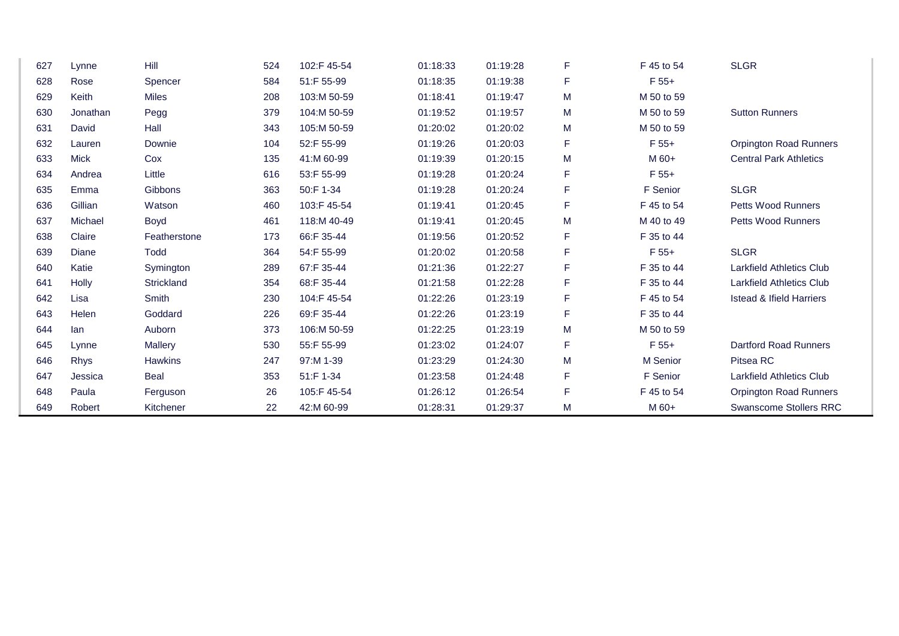| | | | | | | | | | |
|---|---|---|---|---|---|---|---|---|---|
| 627 | Lynne | Hill | 524 | 102:F 45-54 | 01:18:33 | 01:19:28 | F | F 45 to 54 | SLGR |
| 628 | Rose | Spencer | 584 | 51:F 55-99 | 01:18:35 | 01:19:38 | F | F 55+ | |
| 629 | Keith | Miles | 208 | 103:M 50-59 | 01:18:41 | 01:19:47 | M | M 50 to 59 | |
| 630 | Jonathan | Pegg | 379 | 104:M 50-59 | 01:19:52 | 01:19:57 | M | M 50 to 59 | Sutton Runners |
| 631 | David | Hall | 343 | 105:M 50-59 | 01:20:02 | 01:20:02 | M | M 50 to 59 | |
| 632 | Lauren | Downie | 104 | 52:F 55-99 | 01:19:26 | 01:20:03 | F | F 55+ | Orpington Road Runners |
| 633 | Mick | Cox | 135 | 41:M 60-99 | 01:19:39 | 01:20:15 | M | M 60+ | Central Park Athletics |
| 634 | Andrea | Little | 616 | 53:F 55-99 | 01:19:28 | 01:20:24 | F | F 55+ | |
| 635 | Emma | Gibbons | 363 | 50:F 1-34 | 01:19:28 | 01:20:24 | F | F Senior | SLGR |
| 636 | Gillian | Watson | 460 | 103:F 45-54 | 01:19:41 | 01:20:45 | F | F 45 to 54 | Petts Wood Runners |
| 637 | Michael | Boyd | 461 | 118:M 40-49 | 01:19:41 | 01:20:45 | M | M 40 to 49 | Petts Wood Runners |
| 638 | Claire | Featherstone | 173 | 66:F 35-44 | 01:19:56 | 01:20:52 | F | F 35 to 44 | |
| 639 | Diane | Todd | 364 | 54:F 55-99 | 01:20:02 | 01:20:58 | F | F 55+ | SLGR |
| 640 | Katie | Symington | 289 | 67:F 35-44 | 01:21:36 | 01:22:27 | F | F 35 to 44 | Larkfield Athletics Club |
| 641 | Holly | Strickland | 354 | 68:F 35-44 | 01:21:58 | 01:22:28 | F | F 35 to 44 | Larkfield Athletics Club |
| 642 | Lisa | Smith | 230 | 104:F 45-54 | 01:22:26 | 01:23:19 | F | F 45 to 54 | Istead & Ifield Harriers |
| 643 | Helen | Goddard | 226 | 69:F 35-44 | 01:22:26 | 01:23:19 | F | F 35 to 44 | |
| 644 | Ian | Auborn | 373 | 106:M 50-59 | 01:22:25 | 01:23:19 | M | M 50 to 59 | |
| 645 | Lynne | Mallery | 530 | 55:F 55-99 | 01:23:02 | 01:24:07 | F | F 55+ | Dartford Road Runners |
| 646 | Rhys | Hawkins | 247 | 97:M 1-39 | 01:23:29 | 01:24:30 | M | M Senior | Pitsea RC |
| 647 | Jessica | Beal | 353 | 51:F 1-34 | 01:23:58 | 01:24:48 | F | F Senior | Larkfield Athletics Club |
| 648 | Paula | Ferguson | 26 | 105:F 45-54 | 01:26:12 | 01:26:54 | F | F 45 to 54 | Orpington Road Runners |
| 649 | Robert | Kitchener | 22 | 42:M 60-99 | 01:28:31 | 01:29:37 | M | M 60+ | Swanscome Stollers RRC |